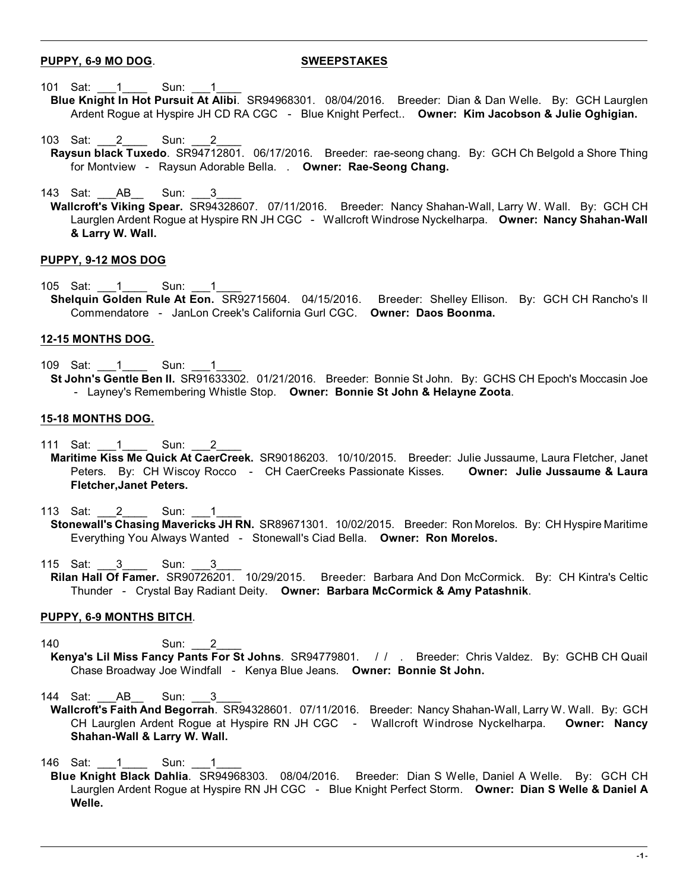**PUPPY, 6-9 MO DOG**. **SWEEPSTAKES**

101 Sat: \_\_\_1\_\_\_\_ Sun: \_\_\_1\_\_\_\_
**Blue Knight In Hot Pursuit At Alibi**. SR94968301. 08/04/2016. Breeder: Dian & Dan Welle. By: GCH Laurglen Ardent Rogue at Hyspire JH CD RA CGC - Blue Knight Perfect.. **Owner: Kim Jacobson & Julie Oghigian.**

103 Sat: \_\_\_2\_\_\_\_ Sun: \_\_\_2\_\_\_\_
**Raysun black Tuxedo**. SR94712801. 06/17/2016. Breeder: rae-seong chang. By: GCH Ch Belgold a Shore Thing for Montview - Raysun Adorable Bella. . **Owner: Rae-Seong Chang.**

143 Sat: \_\_\_AB\_\_ Sun: \_\_\_3\_\_\_\_
**Wallcroft's Viking Spear.** SR94328607. 07/11/2016. Breeder: Nancy Shahan-Wall, Larry W. Wall. By: GCH CH Laurglen Ardent Rogue at Hyspire RN JH CGC - Wallcroft Windrose Nyckelharpa. **Owner: Nancy Shahan-Wall & Larry W. Wall.**

**PUPPY, 9-12 MOS DOG**

105 Sat: \_\_\_1\_\_\_\_ Sun: \_\_\_1\_\_\_\_
**Shelquin Golden Rule At Eon.** SR92715604. 04/15/2016. Breeder: Shelley Ellison. By: GCH CH Rancho's Il Commendatore - JanLon Creek's California Gurl CGC. **Owner: Daos Boonma.**

**12-15 MONTHS DOG.**

109 Sat: \_\_\_1\_\_\_\_ Sun: \_\_\_1\_\_\_\_
**St John's Gentle Ben II.** SR91633302. 01/21/2016. Breeder: Bonnie St John. By: GCHS CH Epoch's Moccasin Joe - Layney's Remembering Whistle Stop. **Owner: Bonnie St John & Helayne Zoota**.

**15-18 MONTHS DOG.**

111 Sat: \_\_\_1\_\_\_\_ Sun: \_\_\_2\_\_\_\_
**Maritime Kiss Me Quick At CaerCreek.** SR90186203. 10/10/2015. Breeder: Julie Jussaume, Laura Fletcher, Janet Peters. By: CH Wiscoy Rocco - CH CaerCreeks Passionate Kisses. **Owner: Julie Jussaume & Laura Fletcher,Janet Peters.**

113 Sat: \_\_\_2\_\_\_\_ Sun: \_\_\_1\_\_\_\_
**Stonewall's Chasing Mavericks JH RN.** SR89671301. 10/02/2015. Breeder: Ron Morelos. By: CH Hyspire Maritime Everything You Always Wanted - Stonewall's Ciad Bella. **Owner: Ron Morelos.**

115 Sat: \_\_\_3\_\_\_\_ Sun: \_\_\_3\_\_\_\_
**Rilan Hall Of Famer.** SR90726201. 10/29/2015. Breeder: Barbara And Don McCormick. By: CH Kintra's Celtic Thunder - Crystal Bay Radiant Deity. **Owner: Barbara McCormick & Amy Patashnik**.

**PUPPY, 6-9 MONTHS BITCH**.

140 Sun: \_\_\_2\_\_\_\_
**Kenya's Lil Miss Fancy Pants For St Johns**. SR94779801. / / . Breeder: Chris Valdez. By: GCHB CH Quail Chase Broadway Joe Windfall - Kenya Blue Jeans. **Owner: Bonnie St John.**

144 Sat: \_\_\_AB\_\_ Sun: \_\_\_3\_\_\_\_
**Wallcroft's Faith And Begorrah**. SR94328601. 07/11/2016. Breeder: Nancy Shahan-Wall, Larry W. Wall. By: GCH CH Laurglen Ardent Rogue at Hyspire RN JH CGC - Wallcroft Windrose Nyckelharpa. **Owner: Nancy Shahan-Wall & Larry W. Wall.**

146 Sat: \_\_\_1\_\_\_\_ Sun: \_\_\_1\_\_\_\_
**Blue Knight Black Dahlia**. SR94968303. 08/04/2016. Breeder: Dian S Welle, Daniel A Welle. By: GCH CH Laurglen Ardent Rogue at Hyspire RN JH CGC - Blue Knight Perfect Storm. **Owner: Dian S Welle & Daniel A Welle.**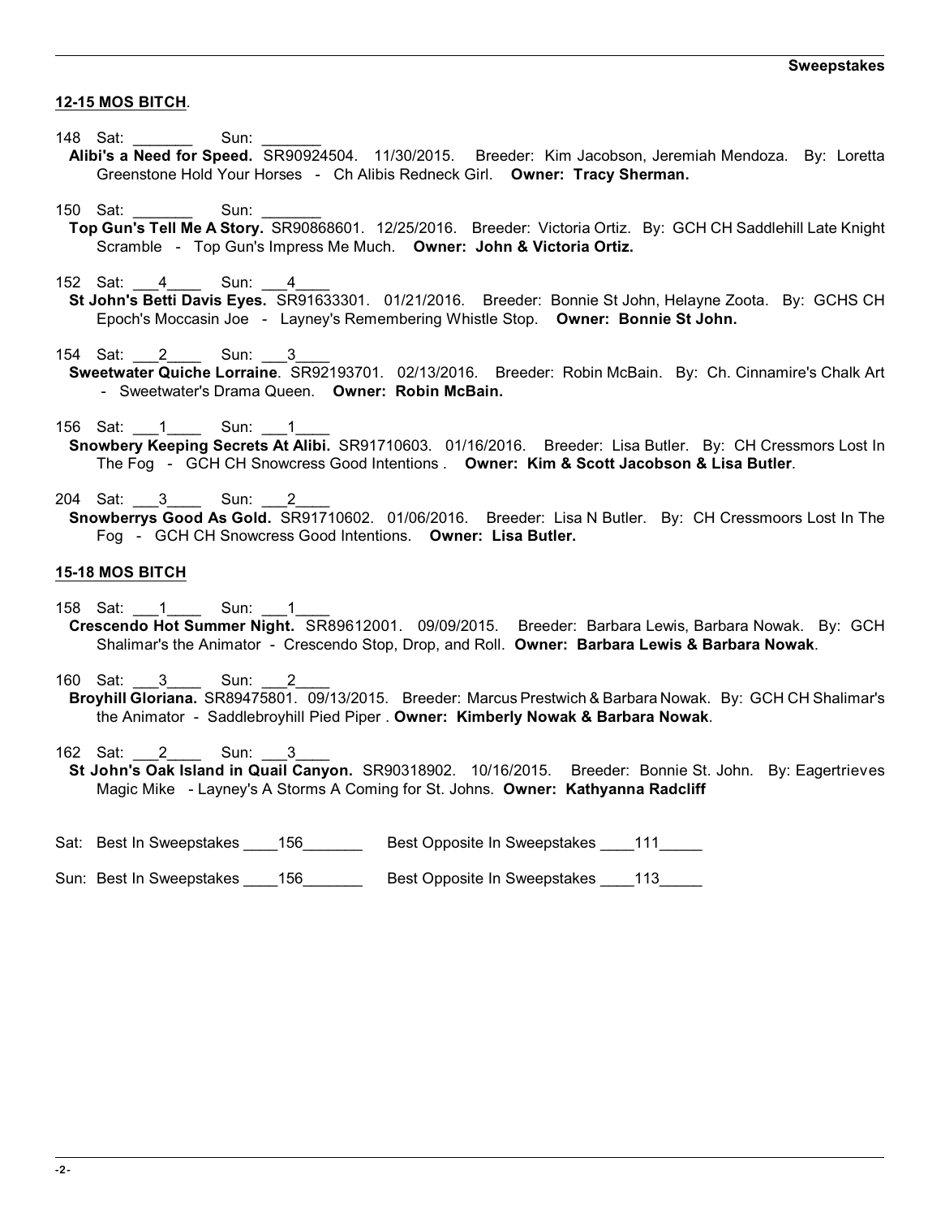**12-15 MOS BITCH**.

148 Sat: _______ Sun: _______
**Alibi's a Need for Speed.** SR90924504. 11/30/2015. Breeder: Kim Jacobson, Jeremiah Mendoza. By: Loretta Greenstone Hold Your Horses - Ch Alibis Redneck Girl. **Owner: Tracy Sherman.**

150 Sat: _______ Sun: _______
**Top Gun's Tell Me A Story.** SR90868601. 12/25/2016. Breeder: Victoria Ortiz. By: GCH CH Saddlehill Late Knight Scramble - Top Gun's Impress Me Much. **Owner: John & Victoria Ortiz.**

152 Sat: ___4____ Sun: ___4____
**St John's Betti Davis Eyes.** SR91633301. 01/21/2016. Breeder: Bonnie St John, Helayne Zoota. By: GCHS CH Epoch's Moccasin Joe - Layney's Remembering Whistle Stop. **Owner: Bonnie St John.**

154 Sat: ___2____ Sun: ___3____
**Sweetwater Quiche Lorraine**. SR92193701. 02/13/2016. Breeder: Robin McBain. By: Ch. Cinnamire's Chalk Art - Sweetwater's Drama Queen. **Owner: Robin McBain.**

156 Sat: ___1____ Sun: ___1____
**Snowbery Keeping Secrets At Alibi.** SR91710603. 01/16/2016. Breeder: Lisa Butler. By: CH Cressmors Lost In The Fog - GCH CH Snowcress Good Intentions . **Owner: Kim & Scott Jacobson & Lisa Butler**.

204 Sat: ___3____ Sun: ___2____
**Snowberrys Good As Gold.** SR91710602. 01/06/2016. Breeder: Lisa N Butler. By: CH Cressmoors Lost In The Fog - GCH CH Snowcress Good Intentions. **Owner: Lisa Butler.**

**15-18 MOS BITCH**

158 Sat: ___1____ Sun: ___1____
**Crescendo Hot Summer Night.** SR89612001. 09/09/2015. Breeder: Barbara Lewis, Barbara Nowak. By: GCH Shalimar's the Animator - Crescendo Stop, Drop, and Roll. **Owner: Barbara Lewis & Barbara Nowak**.

160 Sat: ___3____ Sun: ___2____
**Broyhill Gloriana.** SR89475801. 09/13/2015. Breeder: Marcus Prestwich & Barbara Nowak. By: GCH CH Shalimar's the Animator - Saddlebroyhill Pied Piper . **Owner: Kimberly Nowak & Barbara Nowak**.

162 Sat: ___2____ Sun: ___3____
**St John's Oak Island in Quail Canyon.** SR90318902. 10/16/2015. Breeder: Bonnie St. John. By: Eagertrieves Magic Mike - Layney's A Storms A Coming for St. Johns. **Owner: Kathyanna Radcliff**

Sat: Best In Sweepstakes ____156_______ Best Opposite In Sweepstakes ____111_____

Sun: Best In Sweepstakes ____156_______ Best Opposite In Sweepstakes ____113_____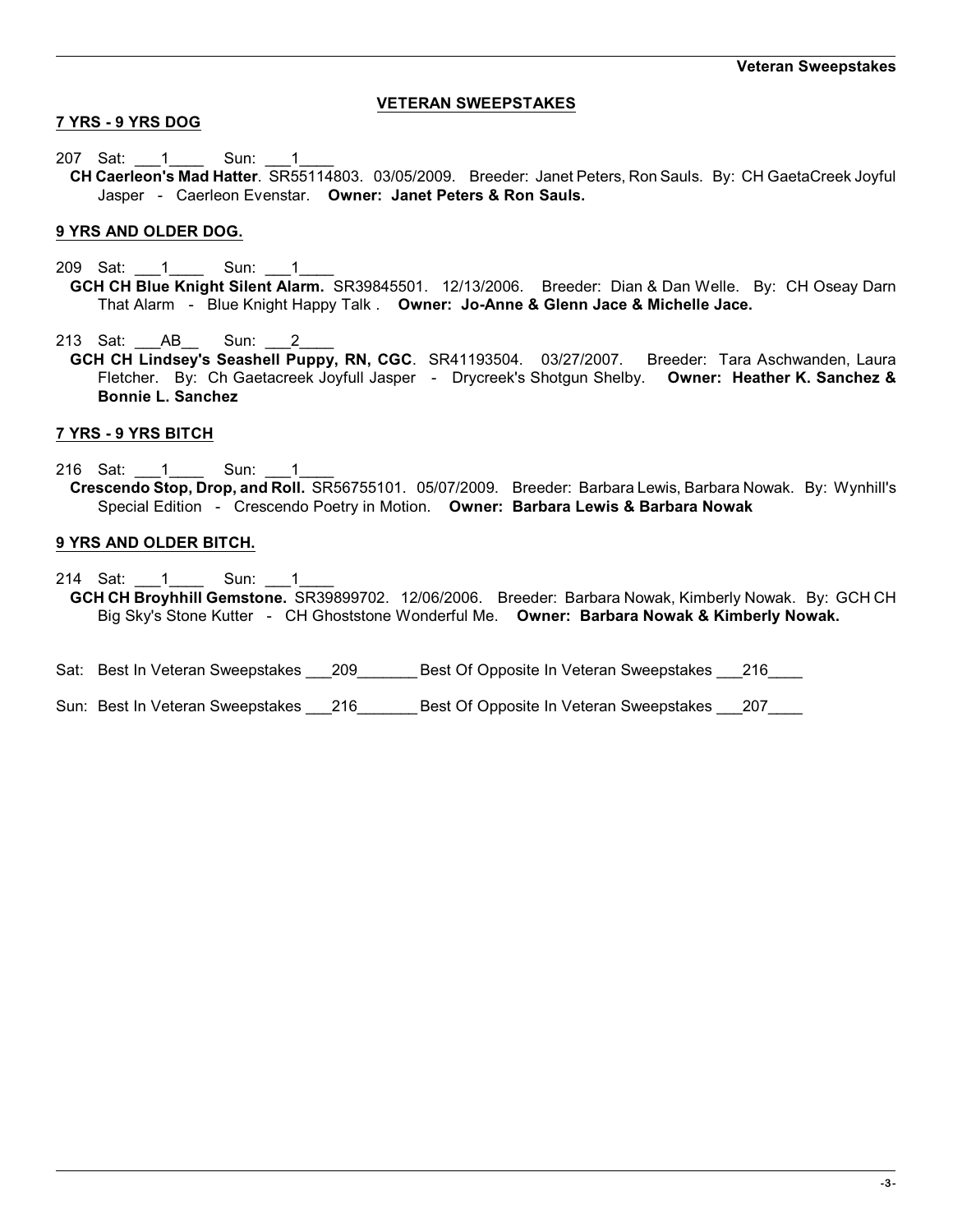# VETERAN SWEEPSTAKES

## 7 YRS - 9 YRS DOG

207 Sat: ___1____ Sun: ___1____
**CH Caerleon's Mad Hatter**. SR55114803. 03/05/2009. Breeder: Janet Peters, Ron Sauls. By: CH GaetaCreek Joyful Jasper - Caerleon Evenstar. **Owner: Janet Peters & Ron Sauls.**

## 9 YRS AND OLDER DOG.

209 Sat: ___1____ Sun: ___1____
**GCH CH Blue Knight Silent Alarm.** SR39845501. 12/13/2006. Breeder: Dian & Dan Welle. By: CH Oseay Darn That Alarm - Blue Knight Happy Talk . **Owner: Jo-Anne & Glenn Jace & Michelle Jace.**

213 Sat: ___AB__ Sun: ___2____
**GCH CH Lindsey's Seashell Puppy, RN, CGC**. SR41193504. 03/27/2007. Breeder: Tara Aschwanden, Laura Fletcher. By: Ch Gaetacreek Joyfull Jasper - Drycreek's Shotgun Shelby. **Owner: Heather K. Sanchez & Bonnie L. Sanchez**

## 7 YRS - 9 YRS BITCH

216 Sat: ___1____ Sun: ___1____
**Crescendo Stop, Drop, and Roll.** SR56755101. 05/07/2009. Breeder: Barbara Lewis, Barbara Nowak. By: Wynhill's Special Edition - Crescendo Poetry in Motion. **Owner: Barbara Lewis & Barbara Nowak**

## 9 YRS AND OLDER BITCH.

214 Sat: ___1____ Sun: ___1____
**GCH CH Broyhhill Gemstone.** SR39899702. 12/06/2006. Breeder: Barbara Nowak, Kimberly Nowak. By: GCH CH Big Sky's Stone Kutter - CH Ghoststone Wonderful Me. **Owner: Barbara Nowak & Kimberly Nowak.**

Sat: Best In Veteran Sweepstakes ___209_______ Best Of Opposite In Veteran Sweepstakes ___216____

Sun: Best In Veteran Sweepstakes ___216_______ Best Of Opposite In Veteran Sweepstakes ___207____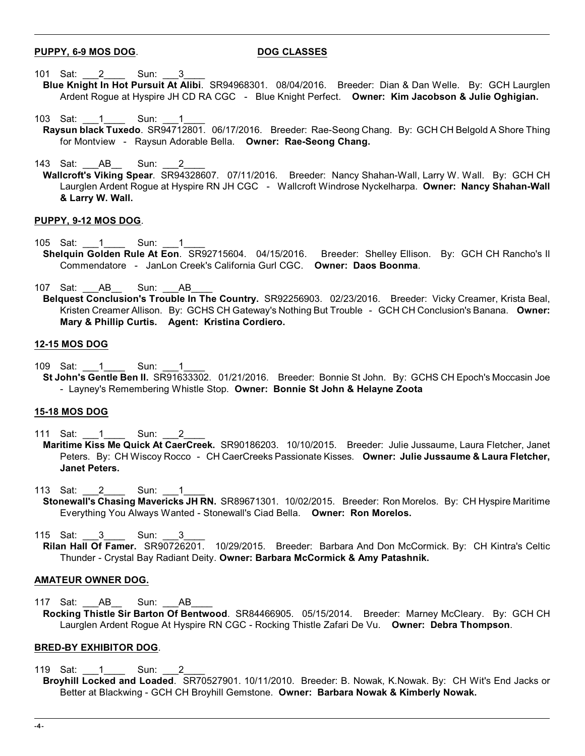**PUPPY, 6-9 MOS DOG**. **DOG CLASSES**

101 Sat: ___2____ Sun: ___3____
**Blue Knight In Hot Pursuit At Alibi**. SR94968301. 08/04/2016. Breeder: Dian & Dan Welle. By: GCH Laurglen Ardent Rogue at Hyspire JH CD RA CGC - Blue Knight Perfect. **Owner: Kim Jacobson & Julie Oghigian.**

103 Sat: ___1____ Sun: ___1____
**Raysun black Tuxedo**. SR94712801. 06/17/2016. Breeder: Rae-Seong Chang. By: GCH CH Belgold A Shore Thing for Montview - Raysun Adorable Bella. **Owner: Rae-Seong Chang.**

143 Sat: ___AB__ Sun: ___2____
**Wallcroft's Viking Spear**. SR94328607. 07/11/2016. Breeder: Nancy Shahan-Wall, Larry W. Wall. By: GCH CH Laurglen Ardent Rogue at Hyspire RN JH CGC - Wallcroft Windrose Nyckelharpa. **Owner: Nancy Shahan-Wall & Larry W. Wall.**

**PUPPY, 9-12 MOS DOG**.

105 Sat: ___1____ Sun: ___1____
**Shelquin Golden Rule At Eon**. SR92715604. 04/15/2016. Breeder: Shelley Ellison. By: GCH CH Rancho's Il Commendatore - JanLon Creek's California Gurl CGC. **Owner: Daos Boonma**.

107 Sat: ___AB__ Sun: ___AB____
**Belquest Conclusion's Trouble In The Country.** SR92256903. 02/23/2016. Breeder: Vicky Creamer, Krista Beal, Kristen Creamer Allison. By: GCHS CH Gateway's Nothing But Trouble - GCH CH Conclusion's Banana. **Owner: Mary & Phillip Curtis. Agent: Kristina Cordiero.**

**12-15 MOS DOG**

109 Sat: ___1____ Sun: ___1____
**St John's Gentle Ben II.** SR91633302. 01/21/2016. Breeder: Bonnie St John. By: GCHS CH Epoch's Moccasin Joe - Layney's Remembering Whistle Stop. **Owner: Bonnie St John & Helayne Zoota**

**15-18 MOS DOG**

111 Sat: ___1____ Sun: ___2____
**Maritime Kiss Me Quick At CaerCreek.** SR90186203. 10/10/2015. Breeder: Julie Jussaume, Laura Fletcher, Janet Peters. By: CH Wiscoy Rocco - CH CaerCreeks Passionate Kisses. **Owner: Julie Jussaume & Laura Fletcher, Janet Peters.**

113 Sat: ___2____ Sun: ___1____
**Stonewall's Chasing Mavericks JH RN.** SR89671301. 10/02/2015. Breeder: Ron Morelos. By: CH Hyspire Maritime Everything You Always Wanted - Stonewall's Ciad Bella. **Owner: Ron Morelos.**

115 Sat: ___3____ Sun: ___3____
**Rilan Hall Of Famer.** SR90726201. 10/29/2015. Breeder: Barbara And Don McCormick. By: CH Kintra's Celtic Thunder - Crystal Bay Radiant Deity. **Owner: Barbara McCormick & Amy Patashnik.**

**AMATEUR OWNER DOG.**

117 Sat: ___AB__ Sun: ___AB____
**Rocking Thistle Sir Barton Of Bentwood**. SR84466905. 05/15/2014. Breeder: Marney McCleary. By: GCH CH Laurglen Ardent Rogue At Hyspire RN CGC - Rocking Thistle Zafari De Vu. **Owner: Debra Thompson**.

**BRED-BY EXHIBITOR DOG**.

119 Sat: ___1____ Sun: ___2____
**Broyhill Locked and Loaded**. SR70527901. 10/11/2010. Breeder: B. Nowak, K.Nowak. By: CH Wit's End Jacks or Better at Blackwing - GCH CH Broyhill Gemstone. **Owner: Barbara Nowak & Kimberly Nowak.**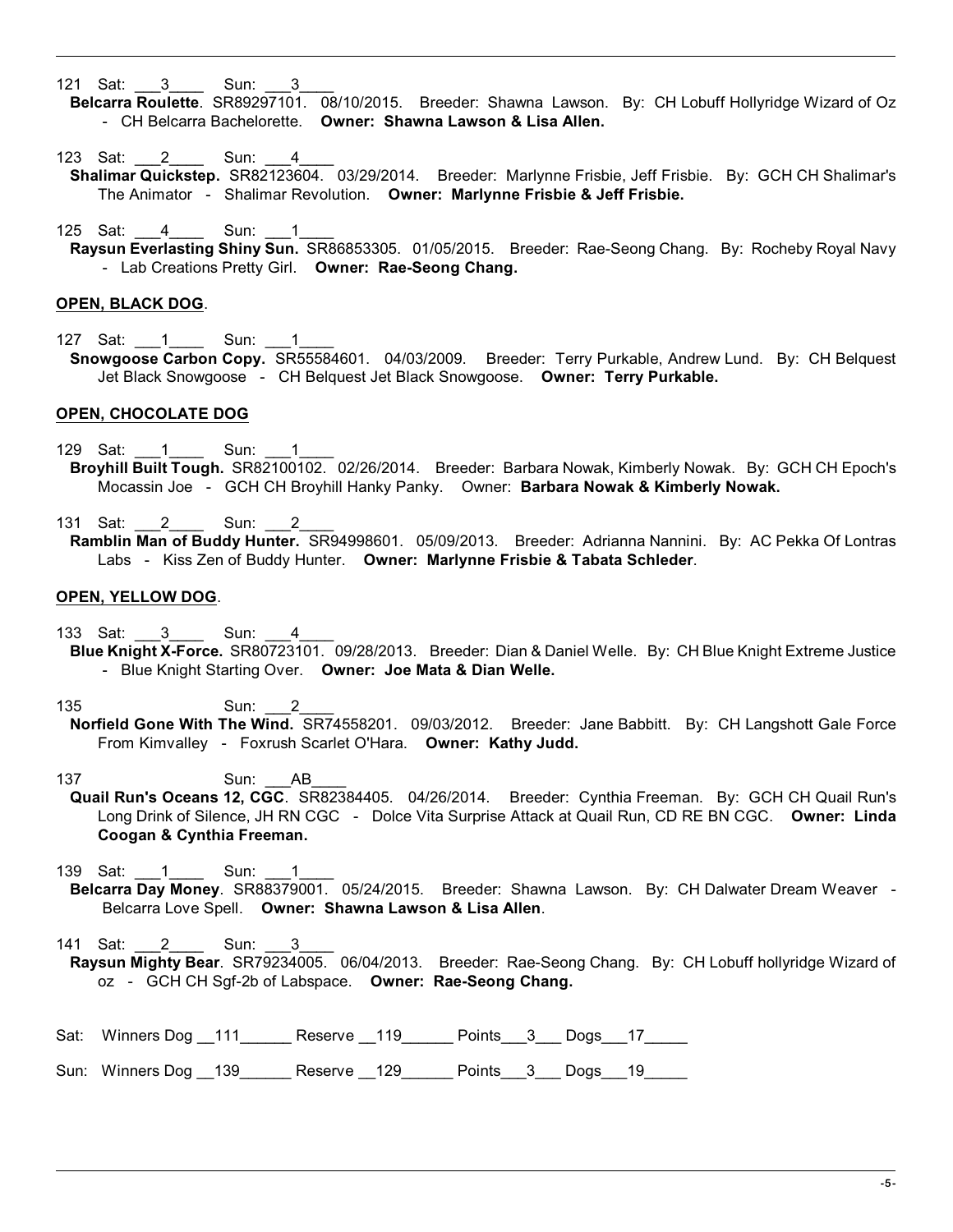121 Sat: ___3____ Sun: ___3____
**Belcarra Roulette**. SR89297101. 08/10/2015. Breeder: Shawna Lawson. By: CH Lobuff Hollyridge Wizard of Oz - CH Belcarra Bachelorette. **Owner: Shawna Lawson & Lisa Allen.**

123 Sat: ___2____ Sun: ___4____
**Shalimar Quickstep.** SR82123604. 03/29/2014. Breeder: Marlynne Frisbie, Jeff Frisbie. By: GCH CH Shalimar's The Animator - Shalimar Revolution. **Owner: Marlynne Frisbie & Jeff Frisbie.**

125 Sat: ___4____ Sun: ___1____
**Raysun Everlasting Shiny Sun.** SR86853305. 01/05/2015. Breeder: Rae-Seong Chang. By: Rocheby Royal Navy - Lab Creations Pretty Girl. **Owner: Rae-Seong Chang.**

**OPEN, BLACK DOG**.

127 Sat: ___1____ Sun: ___1____
**Snowgoose Carbon Copy.** SR55584601. 04/03/2009. Breeder: Terry Purkable, Andrew Lund. By: CH Belquest Jet Black Snowgoose - CH Belquest Jet Black Snowgoose. **Owner: Terry Purkable.**

**OPEN, CHOCOLATE DOG**

129 Sat: ___1____ Sun: ___1____
**Broyhill Built Tough.** SR82100102. 02/26/2014. Breeder: Barbara Nowak, Kimberly Nowak. By: GCH CH Epoch's Mocassin Joe - GCH CH Broyhill Hanky Panky. Owner: **Barbara Nowak & Kimberly Nowak.**

131 Sat: ___2____ Sun: ___2____
**Ramblin Man of Buddy Hunter.** SR94998601. 05/09/2013. Breeder: Adrianna Nannini. By: AC Pekka Of Lontras Labs - Kiss Zen of Buddy Hunter. **Owner: Marlynne Frisbie & Tabata Schleder**.

**OPEN, YELLOW DOG**.

133 Sat: ___3____ Sun: ___4____
**Blue Knight X-Force.** SR80723101. 09/28/2013. Breeder: Dian & Daniel Welle. By: CH Blue Knight Extreme Justice - Blue Knight Starting Over. **Owner: Joe Mata & Dian Welle.**

135 Sun: ___2____
**Norfield Gone With The Wind.** SR74558201. 09/03/2012. Breeder: Jane Babbitt. By: CH Langshott Gale Force From Kimvalley - Foxrush Scarlet O'Hara. **Owner: Kathy Judd.**

137 Sun: ___AB____
**Quail Run's Oceans 12, CGC**. SR82384405. 04/26/2014. Breeder: Cynthia Freeman. By: GCH CH Quail Run's Long Drink of Silence, JH RN CGC - Dolce Vita Surprise Attack at Quail Run, CD RE BN CGC. **Owner: Linda Coogan & Cynthia Freeman.**

139 Sat: ___1____ Sun: ___1____
**Belcarra Day Money**. SR88379001. 05/24/2015. Breeder: Shawna Lawson. By: CH Dalwater Dream Weaver - Belcarra Love Spell. **Owner: Shawna Lawson & Lisa Allen**.

141 Sat: ___2____ Sun: ___3____
**Raysun Mighty Bear**. SR79234005. 06/04/2013. Breeder: Rae-Seong Chang. By: CH Lobuff hollyridge Wizard of oz - GCH CH Sgf-2b of Labspace. **Owner: Rae-Seong Chang.**

Sat: Winners Dog __111______ Reserve __119______ Points___3___ Dogs___17_____

Sun: Winners Dog __139______ Reserve __129______ Points___3___ Dogs___19_____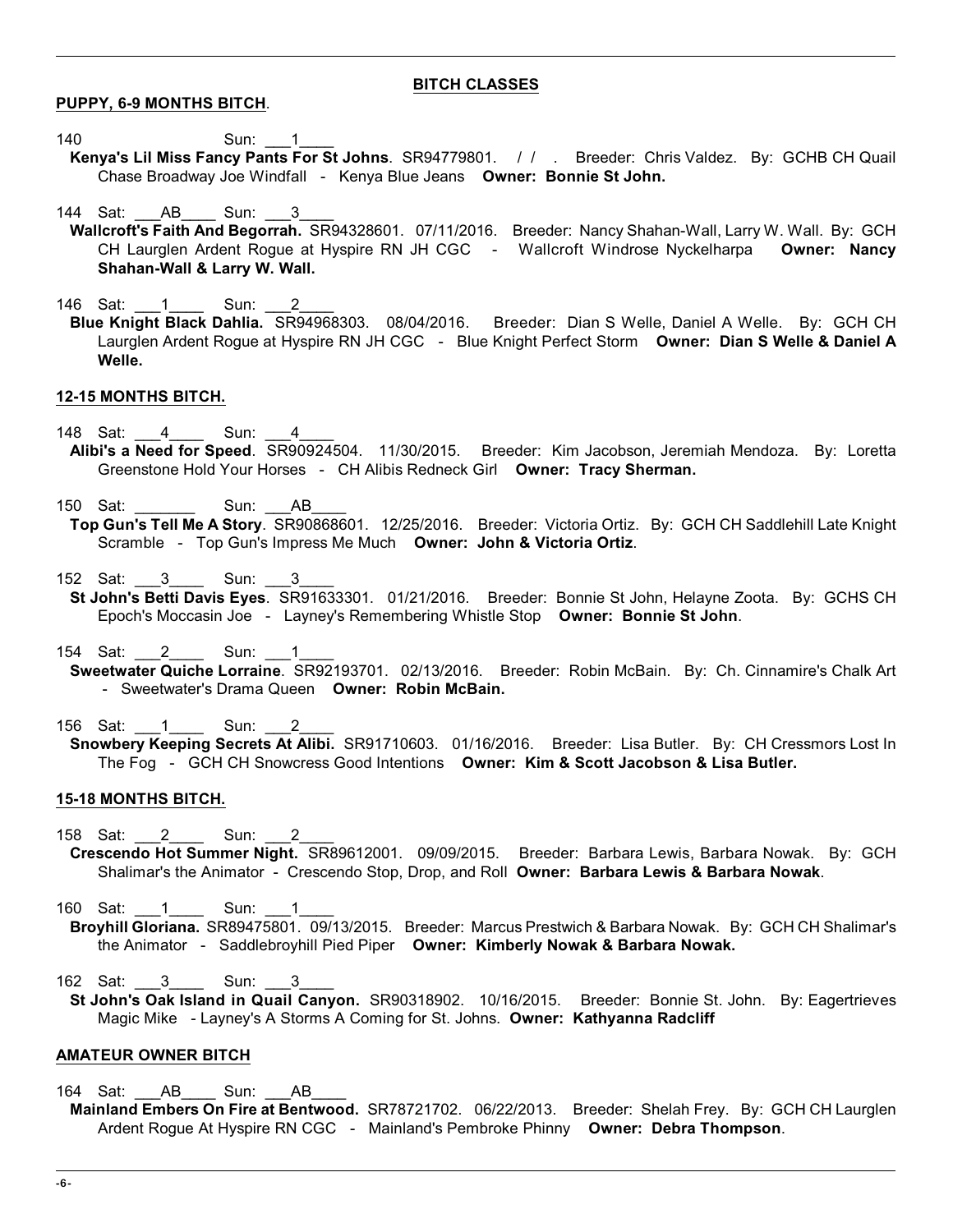## BITCH CLASSES

### PUPPY, 6-9 MONTHS BITCH.

140 Sun: ___1____
**Kenya's Lil Miss Fancy Pants For St Johns**. SR94779801. / / . Breeder: Chris Valdez. By: GCHB CH Quail Chase Broadway Joe Windfall - Kenya Blue Jeans **Owner: Bonnie St John.**

144 Sat: ___AB____ Sun: ___3____
**Wallcroft's Faith And Begorrah.** SR94328601. 07/11/2016. Breeder: Nancy Shahan-Wall, Larry W. Wall. By: GCH CH Laurglen Ardent Rogue at Hyspire RN JH CGC - Wallcroft Windrose Nyckelharpa **Owner: Nancy Shahan-Wall & Larry W. Wall.**

146 Sat: ___1____ Sun: ___2____
**Blue Knight Black Dahlia.** SR94968303. 08/04/2016. Breeder: Dian S Welle, Daniel A Welle. By: GCH CH Laurglen Ardent Rogue at Hyspire RN JH CGC - Blue Knight Perfect Storm **Owner: Dian S Welle & Daniel A Welle.**

### 12-15 MONTHS BITCH.

148 Sat: ___4____ Sun: ___4____
**Alibi's a Need for Speed**. SR90924504. 11/30/2015. Breeder: Kim Jacobson, Jeremiah Mendoza. By: Loretta Greenstone Hold Your Horses - CH Alibis Redneck Girl **Owner: Tracy Sherman.**

150 Sat: _______ Sun: ___AB____
**Top Gun's Tell Me A Story**. SR90868601. 12/25/2016. Breeder: Victoria Ortiz. By: GCH CH Saddlehill Late Knight Scramble - Top Gun's Impress Me Much **Owner: John & Victoria Ortiz**.

152 Sat: ___3____ Sun: ___3____
**St John's Betti Davis Eyes**. SR91633301. 01/21/2016. Breeder: Bonnie St John, Helayne Zoota. By: GCHS CH Epoch's Moccasin Joe - Layney's Remembering Whistle Stop **Owner: Bonnie St John**.

154 Sat: ___2____ Sun: ___1____
**Sweetwater Quiche Lorraine**. SR92193701. 02/13/2016. Breeder: Robin McBain. By: Ch. Cinnamire's Chalk Art - Sweetwater's Drama Queen **Owner: Robin McBain.**

156 Sat: ___1____ Sun: ___2____
**Snowbery Keeping Secrets At Alibi.** SR91710603. 01/16/2016. Breeder: Lisa Butler. By: CH Cressmors Lost In The Fog - GCH CH Snowcress Good Intentions **Owner: Kim & Scott Jacobson & Lisa Butler.**

### 15-18 MONTHS BITCH.

158 Sat: ___2____ Sun: ___2____
**Crescendo Hot Summer Night.** SR89612001. 09/09/2015. Breeder: Barbara Lewis, Barbara Nowak. By: GCH Shalimar's the Animator - Crescendo Stop, Drop, and Roll **Owner: Barbara Lewis & Barbara Nowak**.

160 Sat: ___1____ Sun: ___1____
**Broyhill Gloriana.** SR89475801. 09/13/2015. Breeder: Marcus Prestwich & Barbara Nowak. By: GCH CH Shalimar's the Animator - Saddlebroyhill Pied Piper **Owner: Kimberly Nowak & Barbara Nowak.**

162 Sat: ___3____ Sun: ___3____
**St John's Oak Island in Quail Canyon.** SR90318902. 10/16/2015. Breeder: Bonnie St. John. By: Eagertrieves Magic Mike - Layney's A Storms A Coming for St. Johns. **Owner: Kathyanna Radcliff**

### AMATEUR OWNER BITCH

164 Sat: ___AB____ Sun: ___AB____
**Mainland Embers On Fire at Bentwood.** SR78721702. 06/22/2013. Breeder: Shelah Frey. By: GCH CH Laurglen Ardent Rogue At Hyspire RN CGC - Mainland's Pembroke Phinny **Owner: Debra Thompson**.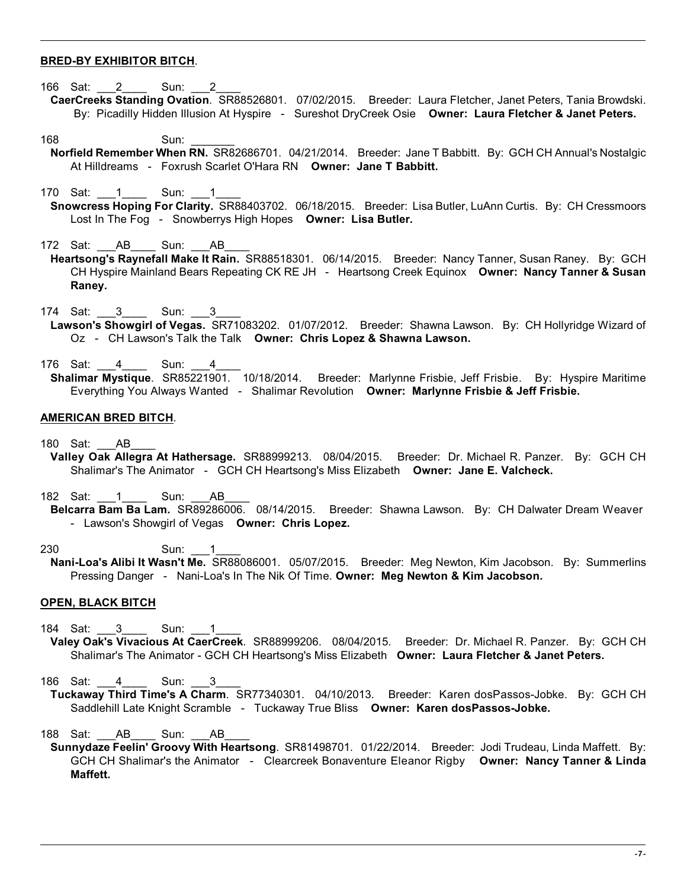**BRED-BY EXHIBITOR BITCH**.

166 Sat: \_\_\_2\_\_\_\_ Sun: \_\_\_2\_\_\_\_
**CaerCreeks Standing Ovation**. SR88526801. 07/02/2015. Breeder: Laura Fletcher, Janet Peters, Tania Browdski. By: Picadilly Hidden Illusion At Hyspire - Sureshot DryCreek Osie **Owner: Laura Fletcher & Janet Peters.**

168 Sun: \_\_\_\_\_\_\_
**Norfield Remember When RN.** SR82686701. 04/21/2014. Breeder: Jane T Babbitt. By: GCH CH Annual's Nostalgic At Hilldreams - Foxrush Scarlet O'Hara RN **Owner: Jane T Babbitt.**

170 Sat: \_\_\_1\_\_\_\_ Sun: \_\_\_1\_\_\_\_
**Snowcress Hoping For Clarity.** SR88403702. 06/18/2015. Breeder: Lisa Butler, LuAnn Curtis. By: CH Cressmoors Lost In The Fog - Snowberrys High Hopes **Owner: Lisa Butler.**

172 Sat: \_\_\_AB\_\_\_\_ Sun: \_\_\_AB\_\_\_\_
**Heartsong's Raynefall Make It Rain.** SR88518301. 06/14/2015. Breeder: Nancy Tanner, Susan Raney. By: GCH CH Hyspire Mainland Bears Repeating CK RE JH - Heartsong Creek Equinox **Owner: Nancy Tanner & Susan Raney.**

174 Sat: \_\_\_3\_\_\_\_ Sun: \_\_\_3\_\_\_\_
**Lawson's Showgirl of Vegas.** SR71083202. 01/07/2012. Breeder: Shawna Lawson. By: CH Hollyridge Wizard of Oz - CH Lawson's Talk the Talk **Owner: Chris Lopez & Shawna Lawson.**

176 Sat: \_\_\_4\_\_\_\_ Sun: \_\_\_4\_\_\_\_
**Shalimar Mystique**. SR85221901. 10/18/2014. Breeder: Marlynne Frisbie, Jeff Frisbie. By: Hyspire Maritime Everything You Always Wanted - Shalimar Revolution **Owner: Marlynne Frisbie & Jeff Frisbie.**

**AMERICAN BRED BITCH**.

180 Sat: \_\_\_AB\_\_\_\_
**Valley Oak Allegra At Hathersage.** SR88999213. 08/04/2015. Breeder: Dr. Michael R. Panzer. By: GCH CH Shalimar's The Animator - GCH CH Heartsong's Miss Elizabeth **Owner: Jane E. Valcheck.**

182 Sat: \_\_\_1\_\_\_\_ Sun: \_\_\_AB\_\_\_\_
**Belcarra Bam Ba Lam.** SR89286006. 08/14/2015. Breeder: Shawna Lawson. By: CH Dalwater Dream Weaver - Lawson's Showgirl of Vegas **Owner: Chris Lopez.**

230 Sun: \_\_\_1\_\_\_\_
**Nani-Loa's Alibi It Wasn't Me.** SR88086001. 05/07/2015. Breeder: Meg Newton, Kim Jacobson. By: Summerlins Pressing Danger - Nani-Loa's In The Nik Of Time. **Owner: Meg Newton & Kim Jacobson.**

**OPEN, BLACK BITCH**

184 Sat: \_\_\_3\_\_\_\_ Sun: \_\_\_1\_\_\_\_
**Valey Oak's Vivacious At CaerCreek**. SR88999206. 08/04/2015. Breeder: Dr. Michael R. Panzer. By: GCH CH Shalimar's The Animator - GCH CH Heartsong's Miss Elizabeth **Owner: Laura Fletcher & Janet Peters.**

186 Sat: \_\_\_4\_\_\_\_ Sun: \_\_\_3\_\_\_\_
**Tuckaway Third Time's A Charm**. SR77340301. 04/10/2013. Breeder: Karen dosPassos-Jobke. By: GCH CH Saddlehill Late Knight Scramble - Tuckaway True Bliss **Owner: Karen dosPassos-Jobke.**

188 Sat: \_\_\_AB\_\_\_\_ Sun: \_\_\_AB\_\_\_\_
**Sunnydaze Feelin' Groovy With Heartsong**. SR81498701. 01/22/2014. Breeder: Jodi Trudeau, Linda Maffett. By: GCH CH Shalimar's the Animator - Clearcreek Bonaventure Eleanor Rigby **Owner: Nancy Tanner & Linda Maffett.**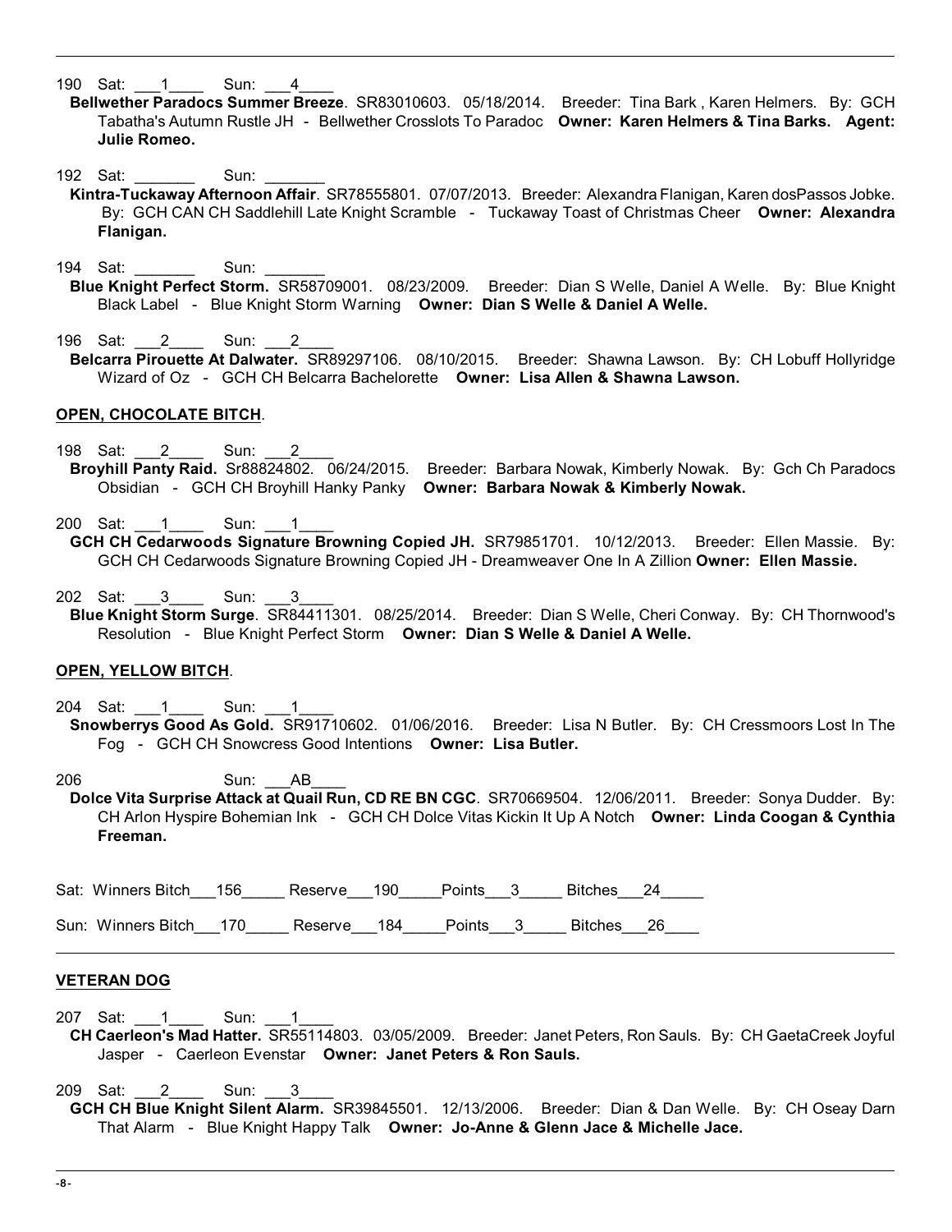190 Sat: ___1____ Sun: ___4____

**Bellwether Paradocs Summer Breeze**. SR83010603. 05/18/2014. Breeder: Tina Bark , Karen Helmers. By: GCH Tabatha's Autumn Rustle JH - Bellwether Crosslots To Paradoc **Owner: Karen Helmers & Tina Barks. Agent: Julie Romeo.**

192 Sat: _______ Sun: _______

**Kintra-Tuckaway Afternoon Affair**. SR78555801. 07/07/2013. Breeder: Alexandra Flanigan, Karen dosPassos Jobke. By: GCH CAN CH Saddlehill Late Knight Scramble - Tuckaway Toast of Christmas Cheer **Owner: Alexandra Flanigan.**

194 Sat: _______ Sun: _______

**Blue Knight Perfect Storm.** SR58709001. 08/23/2009. Breeder: Dian S Welle, Daniel A Welle. By: Blue Knight Black Label - Blue Knight Storm Warning **Owner: Dian S Welle & Daniel A Welle.**

196 Sat: ___2____ Sun: ___2____

**Belcarra Pirouette At Dalwater.** SR89297106. 08/10/2015. Breeder: Shawna Lawson. By: CH Lobuff Hollyridge Wizard of Oz - GCH CH Belcarra Bachelorette **Owner: Lisa Allen & Shawna Lawson.**

**OPEN, CHOCOLATE BITCH**.

198 Sat: ___2____ Sun: ___2____

**Broyhill Panty Raid.** Sr88824802. 06/24/2015. Breeder: Barbara Nowak, Kimberly Nowak. By: Gch Ch Paradocs Obsidian - GCH CH Broyhill Hanky Panky **Owner: Barbara Nowak & Kimberly Nowak.**

200 Sat: ___1____ Sun: ___1____

**GCH CH Cedarwoods Signature Browning Copied JH.** SR79851701. 10/12/2013. Breeder: Ellen Massie. By: GCH CH Cedarwoods Signature Browning Copied JH - Dreamweaver One In A Zillion **Owner: Ellen Massie.**

202 Sat: ___3____ Sun: ___3____

**Blue Knight Storm Surge**. SR84411301. 08/25/2014. Breeder: Dian S Welle, Cheri Conway. By: CH Thornwood's Resolution - Blue Knight Perfect Storm **Owner: Dian S Welle & Daniel A Welle.**

**OPEN, YELLOW BITCH**.

204 Sat: ___1____ Sun: ___1____

**Snowberrys Good As Gold.** SR91710602. 01/06/2016. Breeder: Lisa N Butler. By: CH Cressmoors Lost In The Fog - GCH CH Snowcress Good Intentions **Owner: Lisa Butler.**

206 Sun: ___AB____

**Dolce Vita Surprise Attack at Quail Run, CD RE BN CGC**. SR70669504. 12/06/2011. Breeder: Sonya Dudder. By: CH Arlon Hyspire Bohemian Ink - GCH CH Dolce Vitas Kickin It Up A Notch **Owner: Linda Coogan & Cynthia Freeman.**

Sat: Winners Bitch___156_____ Reserve___190_____Points___3_____ Bitches___24_____

Sun: Winners Bitch___170_____ Reserve___184_____Points___3_____ Bitches___26____

**VETERAN DOG**

207 Sat: ___1____ Sun: ___1____

**CH Caerleon's Mad Hatter.** SR55114803. 03/05/2009. Breeder: Janet Peters, Ron Sauls. By: CH GaetaCreek Joyful Jasper - Caerleon Evenstar **Owner: Janet Peters & Ron Sauls.**

209 Sat: ___2____ Sun: ___3____

**GCH CH Blue Knight Silent Alarm.** SR39845501. 12/13/2006. Breeder: Dian & Dan Welle. By: CH Oseay Darn That Alarm - Blue Knight Happy Talk **Owner: Jo-Anne & Glenn Jace & Michelle Jace.**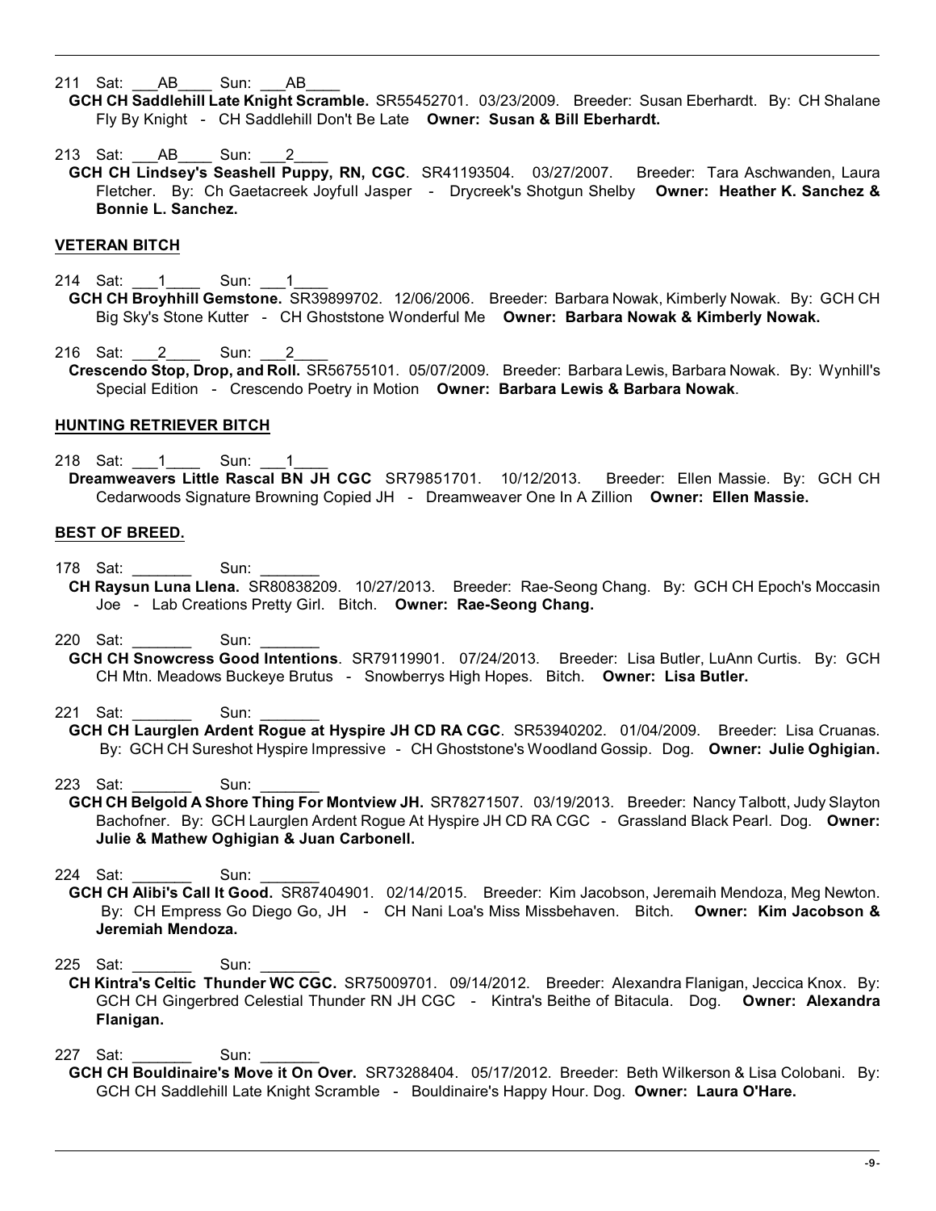211 Sat: \_\_\_AB\_\_\_\_ Sun: \_\_\_AB\_\_\_\_

**GCH CH Saddlehill Late Knight Scramble.** SR55452701. 03/23/2009. Breeder: Susan Eberhardt. By: CH Shalane Fly By Knight - CH Saddlehill Don't Be Late **Owner: Susan & Bill Eberhardt.**

213 Sat: \_\_\_AB\_\_\_\_ Sun: \_\_\_2\_\_\_\_

**GCH CH Lindsey's Seashell Puppy, RN, CGC**. SR41193504. 03/27/2007. Breeder: Tara Aschwanden, Laura Fletcher. By: Ch Gaetacreek Joyfull Jasper - Drycreek's Shotgun Shelby **Owner: Heather K. Sanchez & Bonnie L. Sanchez.**

## VETERAN BITCH

214 Sat: \_\_\_1\_\_\_\_ Sun: \_\_\_1\_\_\_\_

**GCH CH Broyhhill Gemstone.** SR39899702. 12/06/2006. Breeder: Barbara Nowak, Kimberly Nowak. By: GCH CH Big Sky's Stone Kutter - CH Ghoststone Wonderful Me **Owner: Barbara Nowak & Kimberly Nowak.**

216 Sat: \_\_\_2\_\_\_\_ Sun: \_\_\_2\_\_\_\_

**Crescendo Stop, Drop, and Roll.** SR56755101. 05/07/2009. Breeder: Barbara Lewis, Barbara Nowak. By: Wynhill's Special Edition - Crescendo Poetry in Motion **Owner: Barbara Lewis & Barbara Nowak**.

## HUNTING RETRIEVER BITCH

218 Sat: \_\_\_1\_\_\_\_ Sun: \_\_\_1\_\_\_\_

**Dreamweavers Little Rascal BN JH CGC** SR79851701. 10/12/2013. Breeder: Ellen Massie. By: GCH CH Cedarwoods Signature Browning Copied JH - Dreamweaver One In A Zillion **Owner: Ellen Massie.**

## BEST OF BREED.

178 Sat: \_\_\_\_\_\_\_ Sun: \_\_\_\_\_\_\_

**CH Raysun Luna Llena.** SR80838209. 10/27/2013. Breeder: Rae-Seong Chang. By: GCH CH Epoch's Moccasin Joe - Lab Creations Pretty Girl. Bitch. **Owner: Rae-Seong Chang.**

220 Sat: \_\_\_\_\_\_\_ Sun: \_\_\_\_\_\_\_

**GCH CH Snowcress Good Intentions**. SR79119901. 07/24/2013. Breeder: Lisa Butler, LuAnn Curtis. By: GCH CH Mtn. Meadows Buckeye Brutus - Snowberrys High Hopes. Bitch. **Owner: Lisa Butler.**

221 Sat: \_\_\_\_\_\_\_ Sun: \_\_\_\_\_\_\_

**GCH CH Laurglen Ardent Rogue at Hyspire JH CD RA CGC**. SR53940202. 01/04/2009. Breeder: Lisa Cruanas. By: GCH CH Sureshot Hyspire Impressive - CH Ghoststone's Woodland Gossip. Dog. **Owner: Julie Oghigian.**

223 Sat: \_\_\_\_\_\_\_ Sun: \_\_\_\_\_\_\_

**GCH CH Belgold A Shore Thing For Montview JH.** SR78271507. 03/19/2013. Breeder: Nancy Talbott, Judy Slayton Bachofner. By: GCH Laurglen Ardent Rogue At Hyspire JH CD RA CGC - Grassland Black Pearl. Dog. **Owner: Julie & Mathew Oghigian & Juan Carbonell.**

224 Sat: \_\_\_\_\_\_\_ Sun: \_\_\_\_\_\_\_

**GCH CH Alibi's Call It Good.** SR87404901. 02/14/2015. Breeder: Kim Jacobson, Jeremaih Mendoza, Meg Newton. By: CH Empress Go Diego Go, JH - CH Nani Loa's Miss Missbehaven. Bitch. **Owner: Kim Jacobson & Jeremiah Mendoza.**

225 Sat: \_\_\_\_\_\_\_ Sun: \_\_\_\_\_\_\_

**CH Kintra's Celtic Thunder WC CGC.** SR75009701. 09/14/2012. Breeder: Alexandra Flanigan, Jeccica Knox. By: GCH CH Gingerbred Celestial Thunder RN JH CGC - Kintra's Beithe of Bitacula. Dog. **Owner: Alexandra Flanigan.**

227 Sat: \_\_\_\_\_\_\_ Sun: \_\_\_\_\_\_\_

**GCH CH Bouldinaire's Move it On Over.** SR73288404. 05/17/2012. Breeder: Beth Wilkerson & Lisa Colobani. By: GCH CH Saddlehill Late Knight Scramble - Bouldinaire's Happy Hour. Dog. **Owner: Laura O'Hare.**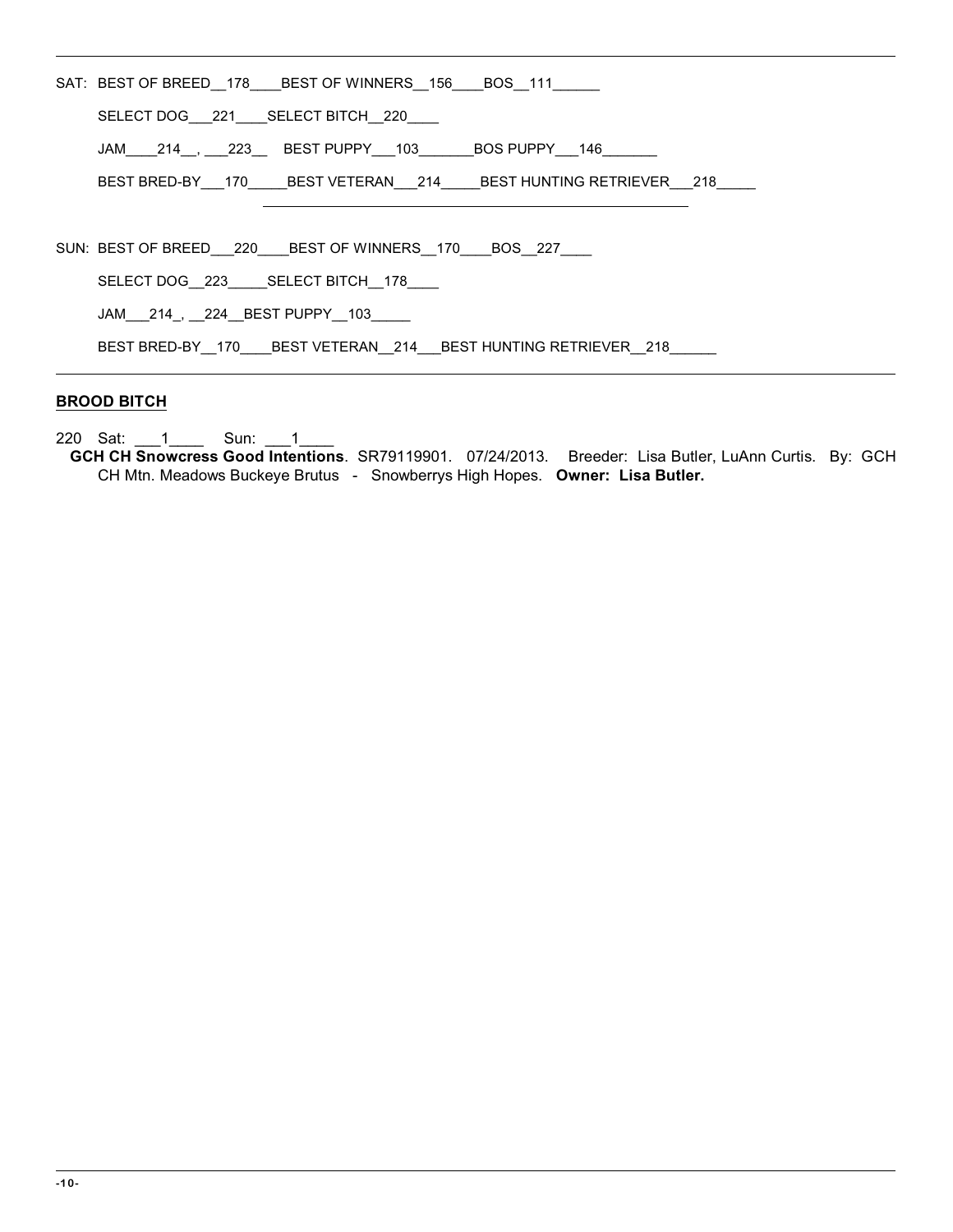SAT: BEST OF BREED__178____BEST OF WINNERS__156____BOS__111______

SELECT DOG___221____SELECT BITCH__220____

JAM____214__, ___223__ BEST PUPPY___103_______BOS PUPPY___146_______

BEST BRED-BY___170_____BEST VETERAN___214_____BEST HUNTING RETRIEVER___218_____

---

SUN: BEST OF BREED___220____BEST OF WINNERS__170____BOS__227____

SELECT DOG__223_____SELECT BITCH__178____

JAM___214_, __224__BEST PUPPY__103_____

BEST BRED-BY__170____BEST VETERAN__214___BEST HUNTING RETRIEVER__218______

---

**BROOD BITCH**

220 Sat: ___1____ Sun: ___1____
**GCH CH Snowcress Good Intentions**. SR79119901. 07/24/2013. Breeder: Lisa Butler, LuAnn Curtis. By: GCH CH Mtn. Meadows Buckeye Brutus - Snowberrys High Hopes. **Owner: Lisa Butler.**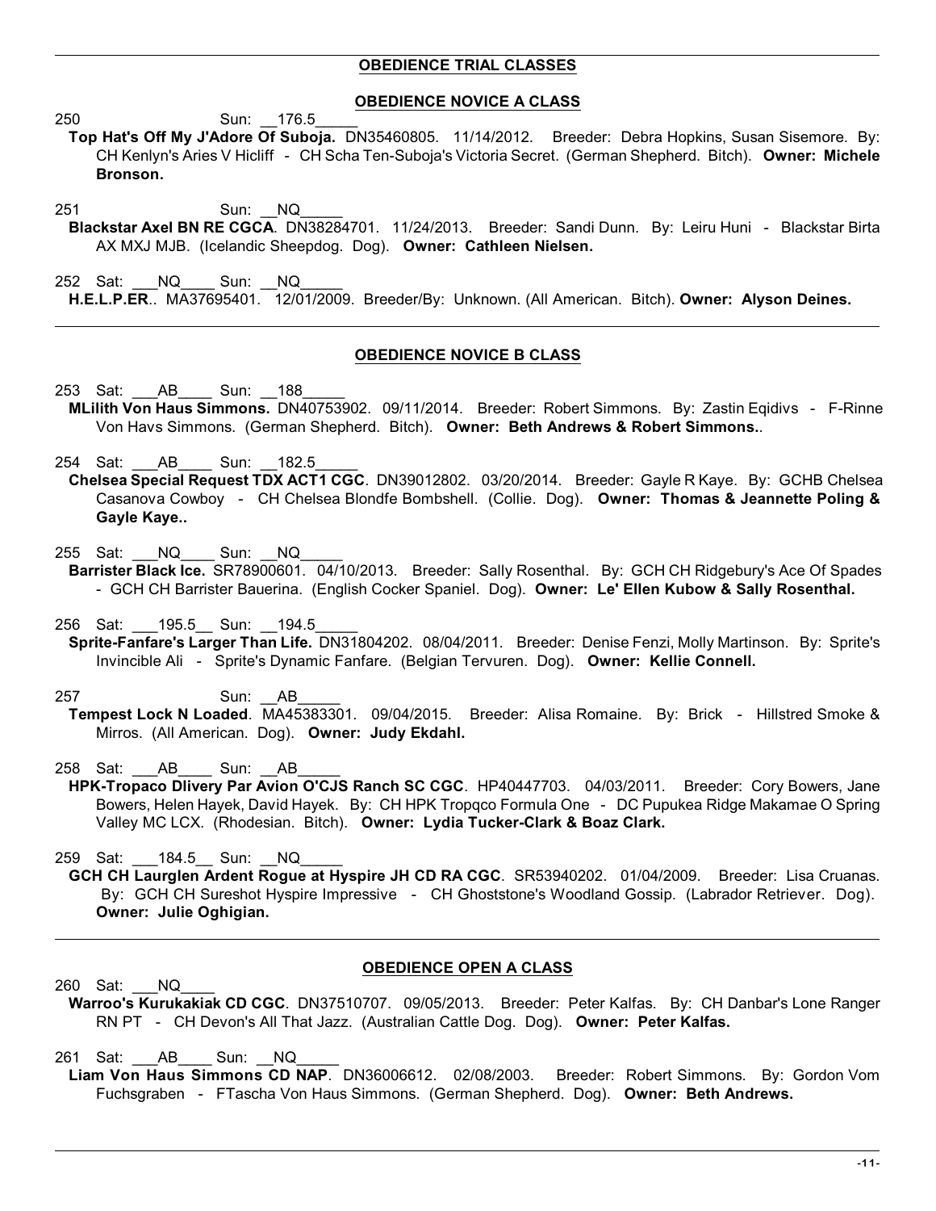## OBEDIENCE TRIAL CLASSES

### OBEDIENCE NOVICE A CLASS

250 Sun: __176.5_____
**Top Hat's Off My J'Adore Of Suboja.** DN35460805. 11/14/2012. Breeder: Debra Hopkins, Susan Sisemore. By: CH Kenlyn's Aries V Hicliff - CH Scha Ten-Suboja's Victoria Secret. (German Shepherd. Bitch). **Owner: Michele Bronson.**

251 Sun: __NQ_____
**Blackstar Axel BN RE CGCA**. DN38284701. 11/24/2013. Breeder: Sandi Dunn. By: Leiru Huni - Blackstar Birta AX MXJ MJB. (Icelandic Sheepdog. Dog). **Owner: Cathleen Nielsen.**

252 Sat: ___NQ____ Sun: __NQ_____
**H.E.L.P.ER**.. MA37695401. 12/01/2009. Breeder/By: Unknown. (All American. Bitch). **Owner: Alyson Deines.**

### OBEDIENCE NOVICE B CLASS

253 Sat: ___AB____ Sun: __188_____
**MLilith Von Haus Simmons.** DN40753902. 09/11/2014. Breeder: Robert Simmons. By: Zastin Eqidivs - F-Rinne Von Havs Simmons. (German Shepherd. Bitch). **Owner: Beth Andrews & Robert Simmons.**.

254 Sat: ___AB____ Sun: __182.5_____
**Chelsea Special Request TDX ACT1 CGC**. DN39012802. 03/20/2014. Breeder: Gayle R Kaye. By: GCHB Chelsea Casanova Cowboy - CH Chelsea Blondfe Bombshell. (Collie. Dog). **Owner: Thomas & Jeannette Poling & Gayle Kaye..**

255 Sat: ___NQ____ Sun: __NQ_____
**Barrister Black Ice.** SR78900601. 04/10/2013. Breeder: Sally Rosenthal. By: GCH CH Ridgebury's Ace Of Spades - GCH CH Barrister Bauerina. (English Cocker Spaniel. Dog). **Owner: Le' Ellen Kubow & Sally Rosenthal.**

256 Sat: ___195.5__ Sun: __194.5_____
**Sprite-Fanfare's Larger Than Life.** DN31804202. 08/04/2011. Breeder: Denise Fenzi, Molly Martinson. By: Sprite's Invincible Ali - Sprite's Dynamic Fanfare. (Belgian Tervuren. Dog). **Owner: Kellie Connell.**

257 Sun: __AB_____
**Tempest Lock N Loaded**. MA45383301. 09/04/2015. Breeder: Alisa Romaine. By: Brick - Hillstred Smoke & Mirros. (All American. Dog). **Owner: Judy Ekdahl.**

258 Sat: ___AB____ Sun: __AB_____
**HPK-Tropaco Dlivery Par Avion O'CJS Ranch SC CGC**. HP40447703. 04/03/2011. Breeder: Cory Bowers, Jane Bowers, Helen Hayek, David Hayek. By: CH HPK Tropqco Formula One - DC Pupukea Ridge Makamae O Spring Valley MC LCX. (Rhodesian. Bitch). **Owner: Lydia Tucker-Clark & Boaz Clark.**

259 Sat: ___184.5__ Sun: __NQ_____
**GCH CH Laurglen Ardent Rogue at Hyspire JH CD RA CGC**. SR53940202. 01/04/2009. Breeder: Lisa Cruanas. By: GCH CH Sureshot Hyspire Impressive - CH Ghoststone's Woodland Gossip. (Labrador Retriever. Dog). **Owner: Julie Oghigian.**

### OBEDIENCE OPEN A CLASS

260 Sat: ___NQ____
**Warroo's Kurukakiak CD CGC**. DN37510707. 09/05/2013. Breeder: Peter Kalfas. By: CH Danbar's Lone Ranger RN PT - CH Devon's All That Jazz. (Australian Cattle Dog. Dog). **Owner: Peter Kalfas.**

261 Sat: ___AB____ Sun: __NQ_____
**Liam Von Haus Simmons CD NAP**. DN36006612. 02/08/2003. Breeder: Robert Simmons. By: Gordon Vom Fuchsgraben - FTascha Von Haus Simmons. (German Shepherd. Dog). **Owner: Beth Andrews.**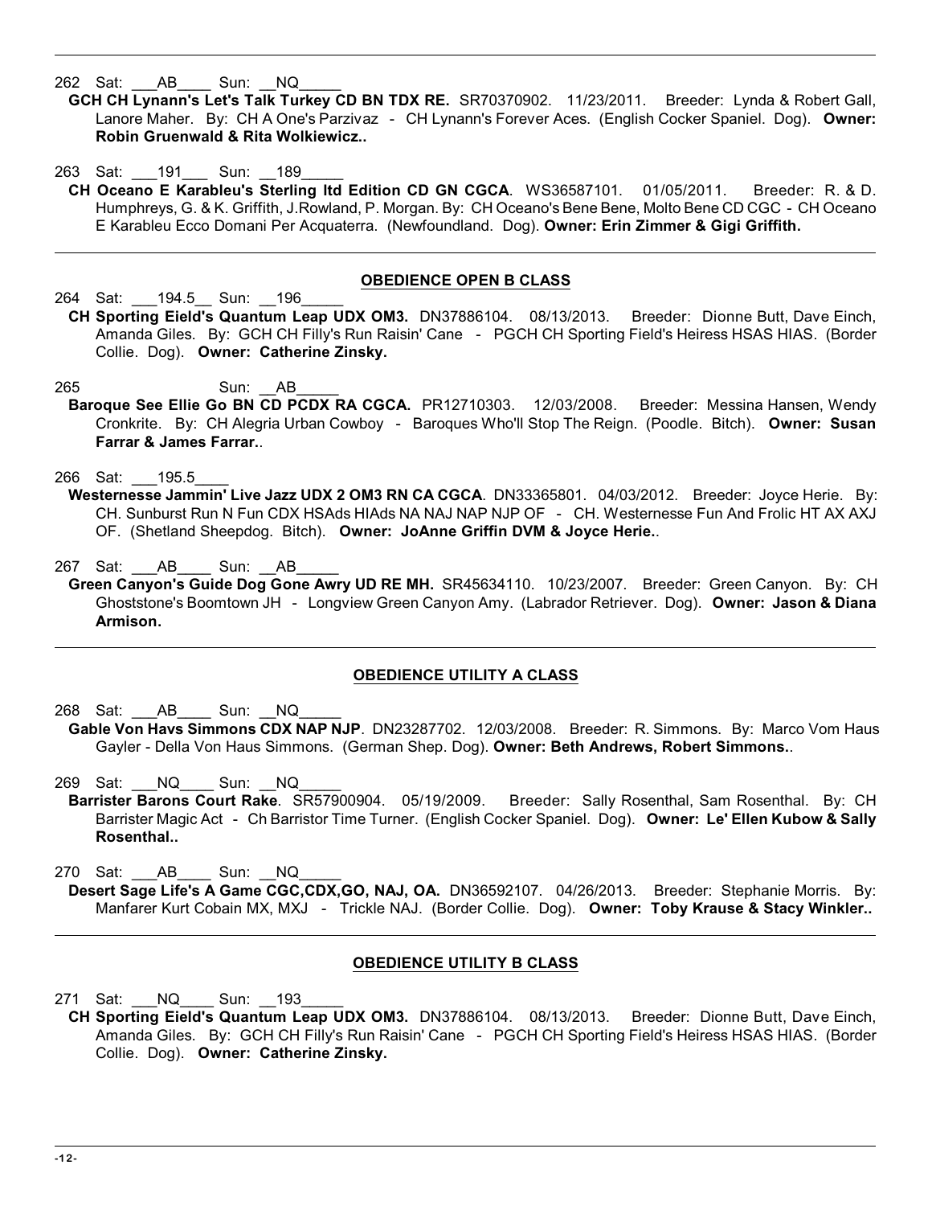262 Sat: \_\_\_AB\_\_\_\_ Sun: \_\_NQ\_\_\_\_\_

**GCH CH Lynann's Let's Talk Turkey CD BN TDX RE.** SR70370902. 11/23/2011. Breeder: Lynda & Robert Gall, Lanore Maher. By: CH A One's Parzivaz - CH Lynann's Forever Aces. (English Cocker Spaniel. Dog). **Owner: Robin Gruenwald & Rita Wolkiewicz..**

263 Sat: \_\_\_191\_\_\_ Sun: \_\_189\_\_\_\_\_

**CH Oceano E Karableu's Sterling ltd Edition CD GN CGCA**. WS36587101. 01/05/2011. Breeder: R. & D. Humphreys, G. & K. Griffith, J.Rowland, P. Morgan. By: CH Oceano's Bene Bene, Molto Bene CD CGC - CH Oceano E Karableu Ecco Domani Per Acquaterra. (Newfoundland. Dog). **Owner: Erin Zimmer & Gigi Griffith.**

## OBEDIENCE OPEN B CLASS

264 Sat: \_\_\_194.5\_\_ Sun: \_\_196\_\_\_\_\_

**CH Sporting Eield's Quantum Leap UDX OM3.** DN37886104. 08/13/2013. Breeder: Dionne Butt, Dave Einch, Amanda Giles. By: GCH CH Filly's Run Raisin' Cane - PGCH CH Sporting Field's Heiress HSAS HIAS. (Border Collie. Dog). **Owner: Catherine Zinsky.**

265 Sun: \_\_AB\_\_\_\_\_

**Baroque See Ellie Go BN CD PCDX RA CGCA.** PR12710303. 12/03/2008. Breeder: Messina Hansen, Wendy Cronkrite. By: CH Alegria Urban Cowboy - Baroques Who'll Stop The Reign. (Poodle. Bitch). **Owner: Susan Farrar & James Farrar.**.

266 Sat: \_\_\_195.5\_\_\_\_

**Westernesse Jammin' Live Jazz UDX 2 OM3 RN CA CGCA**. DN33365801. 04/03/2012. Breeder: Joyce Herie. By: CH. Sunburst Run N Fun CDX HSAds HIAds NA NAJ NAP NJP OF - CH. Westernesse Fun And Frolic HT AX AXJ OF. (Shetland Sheepdog. Bitch). **Owner: JoAnne Griffin DVM & Joyce Herie.**.

267 Sat: \_\_\_AB\_\_\_\_ Sun: \_\_AB\_\_\_\_\_

**Green Canyon's Guide Dog Gone Awry UD RE MH.** SR45634110. 10/23/2007. Breeder: Green Canyon. By: CH Ghoststone's Boomtown JH - Longview Green Canyon Amy. (Labrador Retriever. Dog). **Owner: Jason & Diana Armison.**

## OBEDIENCE UTILITY A CLASS

268 Sat: \_\_\_AB\_\_\_\_ Sun: \_\_NQ\_\_\_\_\_

**Gable Von Havs Simmons CDX NAP NJP**. DN23287702. 12/03/2008. Breeder: R. Simmons. By: Marco Vom Haus Gayler - Della Von Haus Simmons. (German Shep. Dog). **Owner: Beth Andrews, Robert Simmons.**.

269 Sat: \_\_\_NQ\_\_\_\_ Sun: \_\_NQ\_\_\_\_\_

**Barrister Barons Court Rake**. SR57900904. 05/19/2009. Breeder: Sally Rosenthal, Sam Rosenthal. By: CH Barrister Magic Act - Ch Barristor Time Turner. (English Cocker Spaniel. Dog). **Owner: Le' Ellen Kubow & Sally Rosenthal..**

270 Sat: \_\_\_AB\_\_\_\_ Sun: \_\_NQ\_\_\_\_\_

**Desert Sage Life's A Game CGC,CDX,GO, NAJ, OA.** DN36592107. 04/26/2013. Breeder: Stephanie Morris. By: Manfarer Kurt Cobain MX, MXJ - Trickle NAJ. (Border Collie. Dog). **Owner: Toby Krause & Stacy Winkler..**

## OBEDIENCE UTILITY B CLASS

271 Sat: \_\_\_NQ\_\_\_\_ Sun: \_\_193\_\_\_\_\_

**CH Sporting Eield's Quantum Leap UDX OM3.** DN37886104. 08/13/2013. Breeder: Dionne Butt, Dave Einch, Amanda Giles. By: GCH CH Filly's Run Raisin' Cane - PGCH CH Sporting Field's Heiress HSAS HIAS. (Border Collie. Dog). **Owner: Catherine Zinsky.**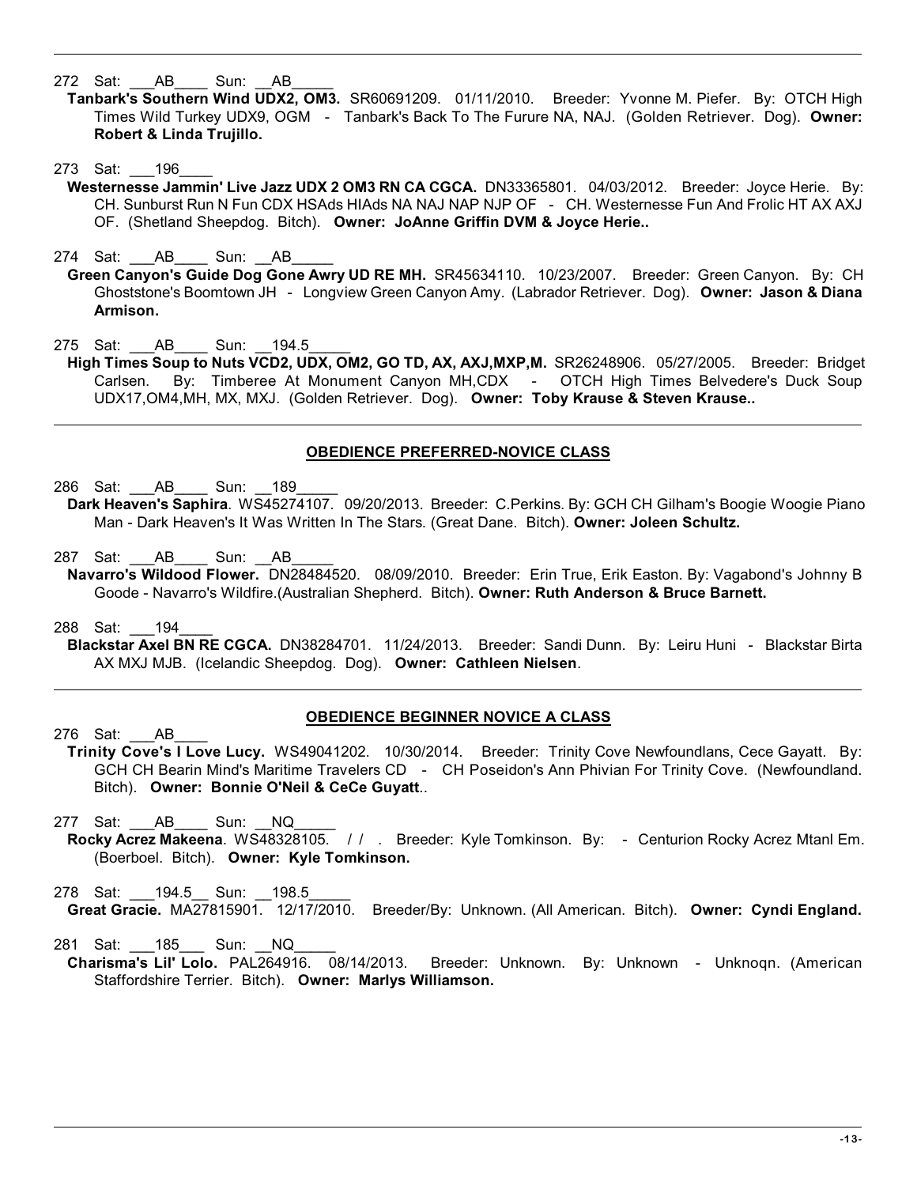272 Sat: ___AB____ Sun: __AB_____
**Tanbark's Southern Wind UDX2, OM3.** SR60691209. 01/11/2010. Breeder: Yvonne M. Piefer. By: OTCH High Times Wild Turkey UDX9, OGM - Tanbark's Back To The Furure NA, NAJ. (Golden Retriever. Dog). **Owner: Robert & Linda Trujillo.**

273 Sat: ___196____
**Westernesse Jammin' Live Jazz UDX 2 OM3 RN CA CGCA.** DN33365801. 04/03/2012. Breeder: Joyce Herie. By: CH. Sunburst Run N Fun CDX HSAds HIAds NA NAJ NAP NJP OF - CH. Westernesse Fun And Frolic HT AX AXJ OF. (Shetland Sheepdog. Bitch). **Owner: JoAnne Griffin DVM & Joyce Herie..**

274 Sat: ___AB____ Sun: __AB_____
**Green Canyon's Guide Dog Gone Awry UD RE MH.** SR45634110. 10/23/2007. Breeder: Green Canyon. By: CH Ghoststone's Boomtown JH - Longview Green Canyon Amy. (Labrador Retriever. Dog). **Owner: Jason & Diana Armison.**

275 Sat: ___AB____ Sun: __194.5_____
**High Times Soup to Nuts VCD2, UDX, OM2, GO TD, AX, AXJ,MXP,M.** SR26248906. 05/27/2005. Breeder: Bridget Carlsen. By: Timberee At Monument Canyon MH,CDX - OTCH High Times Belvedere's Duck Soup UDX17,OM4,MH, MX, MXJ. (Golden Retriever. Dog). **Owner: Toby Krause & Steven Krause..**

## OBEDIENCE PREFERRED-NOVICE CLASS

286 Sat: ___AB____ Sun: __189_____
**Dark Heaven's Saphira**. WS45274107. 09/20/2013. Breeder: C.Perkins. By: GCH CH Gilham's Boogie Woogie Piano Man - Dark Heaven's It Was Written In The Stars. (Great Dane. Bitch). **Owner: Joleen Schultz.**

287 Sat: ___AB____ Sun: __AB_____
**Navarro's Wildood Flower.** DN28484520. 08/09/2010. Breeder: Erin True, Erik Easton. By: Vagabond's Johnny B Goode - Navarro's Wildfire.(Australian Shepherd. Bitch). **Owner: Ruth Anderson & Bruce Barnett.**

288 Sat: ___194____
**Blackstar Axel BN RE CGCA.** DN38284701. 11/24/2013. Breeder: Sandi Dunn. By: Leiru Huni - Blackstar Birta AX MXJ MJB. (Icelandic Sheepdog. Dog). **Owner: Cathleen Nielsen**.

## OBEDIENCE BEGINNER NOVICE A CLASS

276 Sat: ___AB____
**Trinity Cove's I Love Lucy.** WS49041202. 10/30/2014. Breeder: Trinity Cove Newfoundlans, Cece Gayatt. By: GCH CH Bearin Mind's Maritime Travelers CD - CH Poseidon's Ann Phivian For Trinity Cove. (Newfoundland. Bitch). **Owner: Bonnie O'Neil & CeCe Guyatt**..

277 Sat: ___AB____ Sun: __NQ_____
**Rocky Acrez Makeena**. WS48328105. / / . Breeder: Kyle Tomkinson. By: - Centurion Rocky Acrez Mtanl Em. (Boerboel. Bitch). **Owner: Kyle Tomkinson.**

278 Sat: ___194.5__ Sun: __198.5_____
**Great Gracie.** MA27815901. 12/17/2010. Breeder/By: Unknown. (All American. Bitch). **Owner: Cyndi England.**

281 Sat: ___185___ Sun: __NQ_____
**Charisma's Lil' Lolo.** PAL264916. 08/14/2013. Breeder: Unknown. By: Unknown - Unknoqn. (American Staffordshire Terrier. Bitch). **Owner: Marlys Williamson.**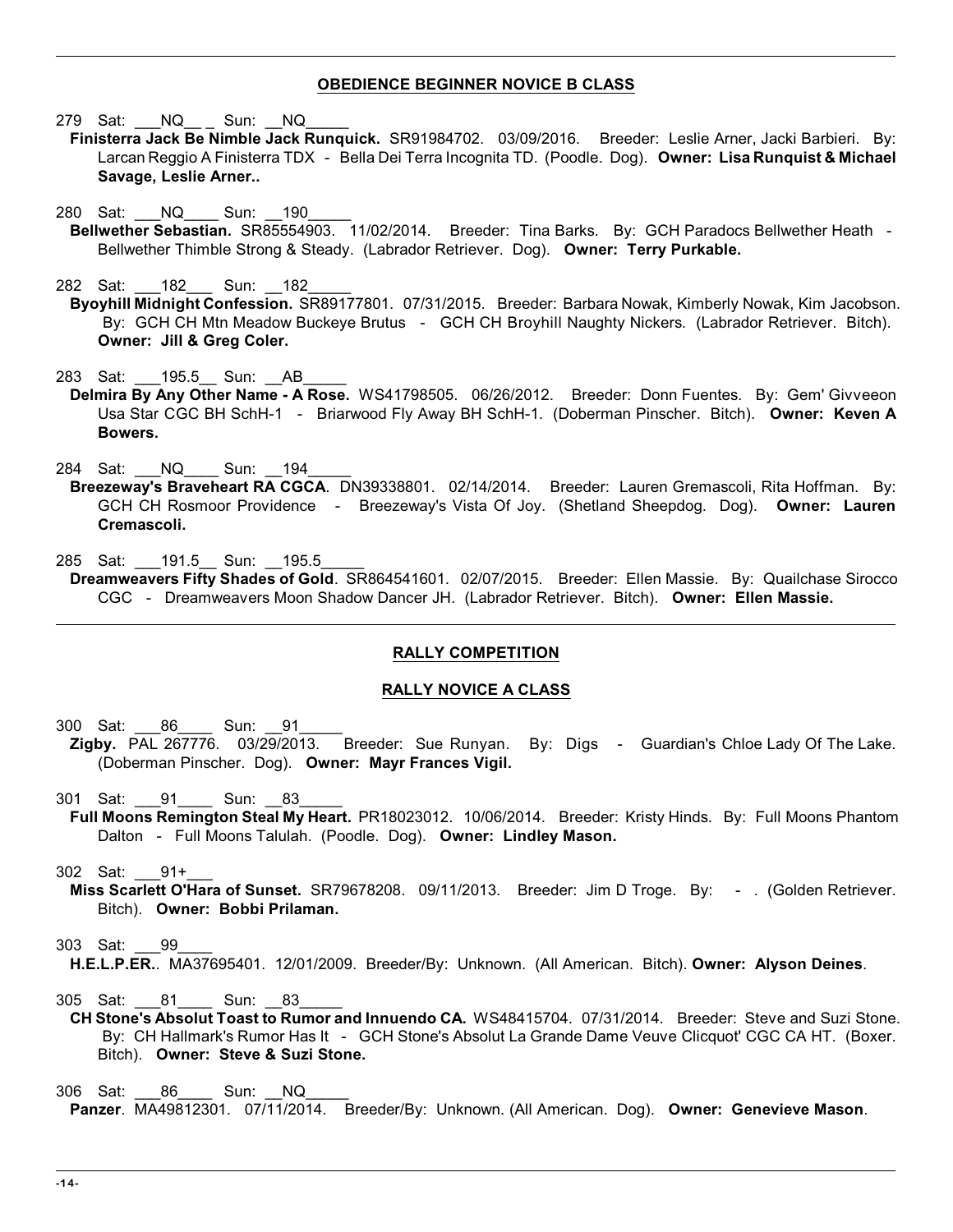## OBEDIENCE BEGINNER NOVICE B CLASS

279 Sat: ___NQ__ _ Sun: __NQ_____
**Finisterra Jack Be Nimble Jack Runquick.** SR91984702. 03/09/2016. Breeder: Leslie Arner, Jacki Barbieri. By: Larcan Reggio A Finisterra TDX - Bella Dei Terra Incognita TD. (Poodle. Dog). **Owner: Lisa Runquist & Michael Savage, Leslie Arner..**

280 Sat: ___NQ____ Sun: __190_____
**Bellwether Sebastian.** SR85554903. 11/02/2014. Breeder: Tina Barks. By: GCH Paradocs Bellwether Heath - Bellwether Thimble Strong & Steady. (Labrador Retriever. Dog). **Owner: Terry Purkable.**

282 Sat: ___182___ Sun: __182_____
**Byoyhill Midnight Confession.** SR89177801. 07/31/2015. Breeder: Barbara Nowak, Kimberly Nowak, Kim Jacobson. By: GCH CH Mtn Meadow Buckeye Brutus - GCH CH Broyhill Naughty Nickers. (Labrador Retriever. Bitch). **Owner: Jill & Greg Coler.**

283 Sat: ___195.5__ Sun: __AB_____
**Delmira By Any Other Name - A Rose.** WS41798505. 06/26/2012. Breeder: Donn Fuentes. By: Gem' Givveeon Usa Star CGC BH SchH-1 - Briarwood Fly Away BH SchH-1. (Doberman Pinscher. Bitch). **Owner: Keven A Bowers.**

284 Sat: ___NQ____ Sun: __194_____
**Breezeway's Braveheart RA CGCA**. DN39338801. 02/14/2014. Breeder: Lauren Gremascoli, Rita Hoffman. By: GCH CH Rosmoor Providence - Breezeway's Vista Of Joy. (Shetland Sheepdog. Dog). **Owner: Lauren Cremascoli.**

285 Sat: ___191.5__ Sun: __195.5_____
**Dreamweavers Fifty Shades of Gold**. SR864541601. 02/07/2015. Breeder: Ellen Massie. By: Quailchase Sirocco CGC - Dreamweavers Moon Shadow Dancer JH. (Labrador Retriever. Bitch). **Owner: Ellen Massie.**

## RALLY COMPETITION

### RALLY NOVICE A CLASS

300 Sat: ___86____ Sun: __91_____
**Zigby.** PAL 267776. 03/29/2013. Breeder: Sue Runyan. By: Digs - Guardian's Chloe Lady Of The Lake. (Doberman Pinscher. Dog). **Owner: Mayr Frances Vigil.**

301 Sat: ___91____ Sun: __83_____
**Full Moons Remington Steal My Heart.** PR18023012. 10/06/2014. Breeder: Kristy Hinds. By: Full Moons Phantom Dalton - Full Moons Talulah. (Poodle. Dog). **Owner: Lindley Mason.**

302 Sat: ___91+___
**Miss Scarlett O'Hara of Sunset.** SR79678208. 09/11/2013. Breeder: Jim D Troge. By: - . (Golden Retriever. Bitch). **Owner: Bobbi Prilaman.**

303 Sat: ___99____
**H.E.L.P.ER.**. MA37695401. 12/01/2009. Breeder/By: Unknown. (All American. Bitch). **Owner: Alyson Deines**.

305 Sat: ___81____ Sun: __83_____
**CH Stone's Absolut Toast to Rumor and Innuendo CA.** WS48415704. 07/31/2014. Breeder: Steve and Suzi Stone. By: CH Hallmark's Rumor Has It - GCH Stone's Absolut La Grande Dame Veuve Clicquot' CGC CA HT. (Boxer. Bitch). **Owner: Steve & Suzi Stone.**

306 Sat: ___86____ Sun: __NQ_____
**Panzer**. MA49812301. 07/11/2014. Breeder/By: Unknown. (All American. Dog). **Owner: Genevieve Mason**.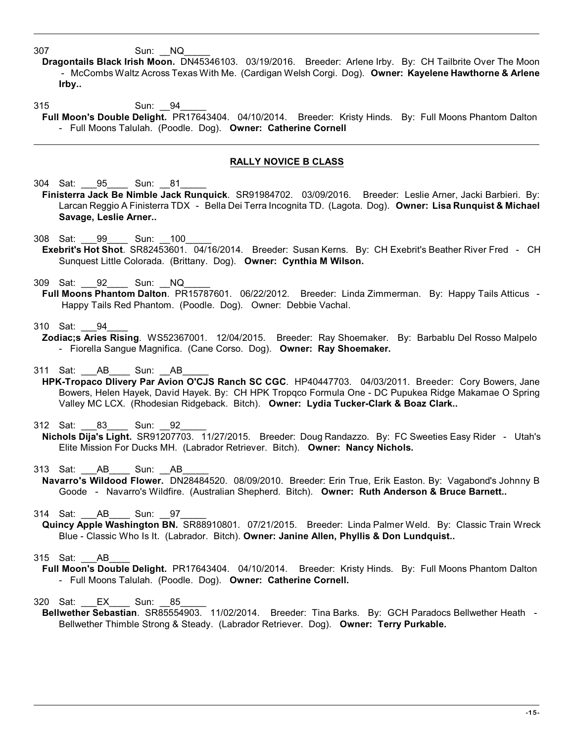307 Sun: __NQ_____

**Dragontails Black Irish Moon.** DN45346103. 03/19/2016. Breeder: Arlene Irby. By: CH Tailbrite Over The Moon - McCombs Waltz Across Texas With Me. (Cardigan Welsh Corgi. Dog). **Owner: Kayelene Hawthorne & Arlene Irby..**

315 Sun: __94_____

**Full Moon's Double Delight.** PR17643404. 04/10/2014. Breeder: Kristy Hinds. By: Full Moons Phantom Dalton - Full Moons Talulah. (Poodle. Dog). **Owner: Catherine Cornell**

---

## RALLY NOVICE B CLASS

304 Sat: ___95____ Sun: __81_____

**Finisterra Jack Be Nimble Jack Runquick**. SR91984702. 03/09/2016. Breeder: Leslie Arner, Jacki Barbieri. By: Larcan Reggio A Finisterra TDX - Bella Dei Terra Incognita TD. (Lagota. Dog). **Owner: Lisa Runquist & Michael Savage, Leslie Arner..**

308 Sat: ___99____ Sun: __100_____

**Exebrit's Hot Shot**. SR82453601. 04/16/2014. Breeder: Susan Kerns. By: CH Exebrit's Beather River Fred - CH Sunquest Little Colorada. (Brittany. Dog). **Owner: Cynthia M Wilson.**

309 Sat: ___92____ Sun: __NQ_____

**Full Moons Phantom Dalton**. PR15787601. 06/22/2012. Breeder: Linda Zimmerman. By: Happy Tails Atticus - Happy Tails Red Phantom. (Poodle. Dog). Owner: Debbie Vachal.

310 Sat: ___94____

**Zodiac;s Aries Rising**. WS52367001. 12/04/2015. Breeder: Ray Shoemaker. By: Barbablu Del Rosso Malpelo - Fiorella Sangue Magnifica. (Cane Corso. Dog). **Owner: Ray Shoemaker.**

311 Sat: ___AB____ Sun: __AB_____

**HPK-Tropaco Dlivery Par Avion O'CJS Ranch SC CGC**. HP40447703. 04/03/2011. Breeder: Cory Bowers, Jane Bowers, Helen Hayek, David Hayek. By: CH HPK Tropqco Formula One - DC Pupukea Ridge Makamae O Spring Valley MC LCX. (Rhodesian Ridgeback. Bitch). **Owner: Lydia Tucker-Clark & Boaz Clark..**

312 Sat: ___83____ Sun: __92_____

**Nichols Dija's Light.** SR91207703. 11/27/2015. Breeder: Doug Randazzo. By: FC Sweeties Easy Rider - Utah's Elite Mission For Ducks MH. (Labrador Retriever. Bitch). **Owner: Nancy Nichols.**

313 Sat: ___AB____ Sun: __AB_____

**Navarro's Wildood Flower.** DN28484520. 08/09/2010. Breeder: Erin True, Erik Easton. By: Vagabond's Johnny B Goode - Navarro's Wildfire. (Australian Shepherd. Bitch). **Owner: Ruth Anderson & Bruce Barnett..**

314 Sat: ___AB____ Sun: __97_____

**Quincy Apple Washington BN.** SR88910801. 07/21/2015. Breeder: Linda Palmer Weld. By: Classic Train Wreck Blue - Classic Who Is It. (Labrador. Bitch). **Owner: Janine Allen, Phyllis & Don Lundquist..**

315 Sat: ___AB____

**Full Moon's Double Delight.** PR17643404. 04/10/2014. Breeder: Kristy Hinds. By: Full Moons Phantom Dalton - Full Moons Talulah. (Poodle. Dog). **Owner: Catherine Cornell.**

320 Sat: ___EX____ Sun: __85_____

**Bellwether Sebastian**. SR85554903. 11/02/2014. Breeder: Tina Barks. By: GCH Paradocs Bellwether Heath - Bellwether Thimble Strong & Steady. (Labrador Retriever. Dog). **Owner: Terry Purkable.**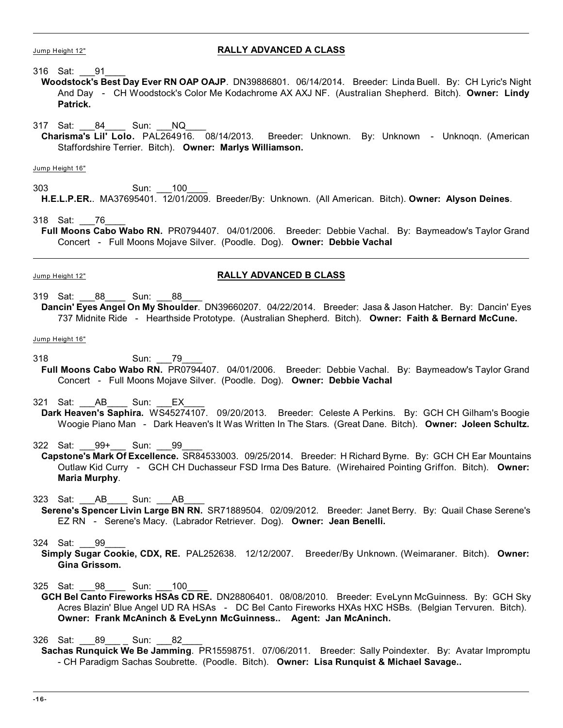Jump Height 12"

## RALLY ADVANCED A CLASS

316 Sat: ___91____
**Woodstock's Best Day Ever RN OAP OAJP**. DN39886801. 06/14/2014. Breeder: Linda Buell. By: CH Lyric's Night And Day - CH Woodstock's Color Me Kodachrome AX AXJ NF. (Australian Shepherd. Bitch). **Owner: Lindy Patrick.**

317 Sat: ___84____ Sun: ___NQ____
**Charisma's Lil' Lolo.** PAL264916. 08/14/2013. Breeder: Unknown. By: Unknown - Unknoqn. (American Staffordshire Terrier. Bitch). **Owner: Marlys Williamson.**

Jump Height 16"

303 Sun: ___100____
**H.E.L.P.ER.**. MA37695401. 12/01/2009. Breeder/By: Unknown. (All American. Bitch). **Owner: Alyson Deines**.

318 Sat: ___76____
**Full Moons Cabo Wabo RN.** PR0794407. 04/01/2006. Breeder: Debbie Vachal. By: Baymeadow's Taylor Grand Concert - Full Moons Mojave Silver. (Poodle. Dog). **Owner: Debbie Vachal**

---

Jump Height 12"

## RALLY ADVANCED B CLASS

319 Sat: ___88____ Sun: ___88____
**Dancin' Eyes Angel On My Shoulder**. DN39660207. 04/22/2014. Breeder: Jasa & Jason Hatcher. By: Dancin' Eyes 737 Midnite Ride - Hearthside Prototype. (Australian Shepherd. Bitch). **Owner: Faith & Bernard McCune.**

Jump Height 16"

318 Sun: ___79____
**Full Moons Cabo Wabo RN.** PR0794407. 04/01/2006. Breeder: Debbie Vachal. By: Baymeadow's Taylor Grand Concert - Full Moons Mojave Silver. (Poodle. Dog). **Owner: Debbie Vachal**

321 Sat: ___AB____ Sun: ___EX____
**Dark Heaven's Saphira.** WS45274107. 09/20/2013. Breeder: Celeste A Perkins. By: GCH CH Gilham's Boogie Woogie Piano Man - Dark Heaven's It Was Written In The Stars. (Great Dane. Bitch). **Owner: Joleen Schultz.**

322 Sat: ___99+___ Sun: ___99____
**Capstone's Mark Of Excellence.** SR84533003. 09/25/2014. Breeder: H Richard Byrne. By: GCH CH Ear Mountains Outlaw Kid Curry - GCH CH Duchasseur FSD Irma Des Bature. (Wirehaired Pointing Griffon. Bitch). **Owner: Maria Murphy**.

323 Sat: ___AB____ Sun: ___AB____
**Serene's Spencer Livin Large BN RN.** SR71889504. 02/09/2012. Breeder: Janet Berry. By: Quail Chase Serene's EZ RN - Serene's Macy. (Labrador Retriever. Dog). **Owner: Jean Benelli.**

324 Sat: ___99____
**Simply Sugar Cookie, CDX, RE.** PAL252638. 12/12/2007. Breeder/By Unknown. (Weimaraner. Bitch). **Owner: Gina Grissom.**

325 Sat: ___98____ Sun: ___100____
**GCH Bel Canto Fireworks HSAs CD RE.** DN28806401. 08/08/2010. Breeder: EveLynn McGuinness. By: GCH Sky Acres Blazin' Blue Angel UD RA HSAs - DC Bel Canto Fireworks HXAs HXC HSBs. (Belgian Tervuren. Bitch). **Owner: Frank McAninch & EveLynn McGuinness.. Agent: Jan McAninch.**

326 Sat: ___89___ _ Sun: ___82____
**Sachas Runquick We Be Jamming**. PR15598751. 07/06/2011. Breeder: Sally Poindexter. By: Avatar Impromptu - CH Paradigm Sachas Soubrette. (Poodle. Bitch). **Owner: Lisa Runquist & Michael Savage..**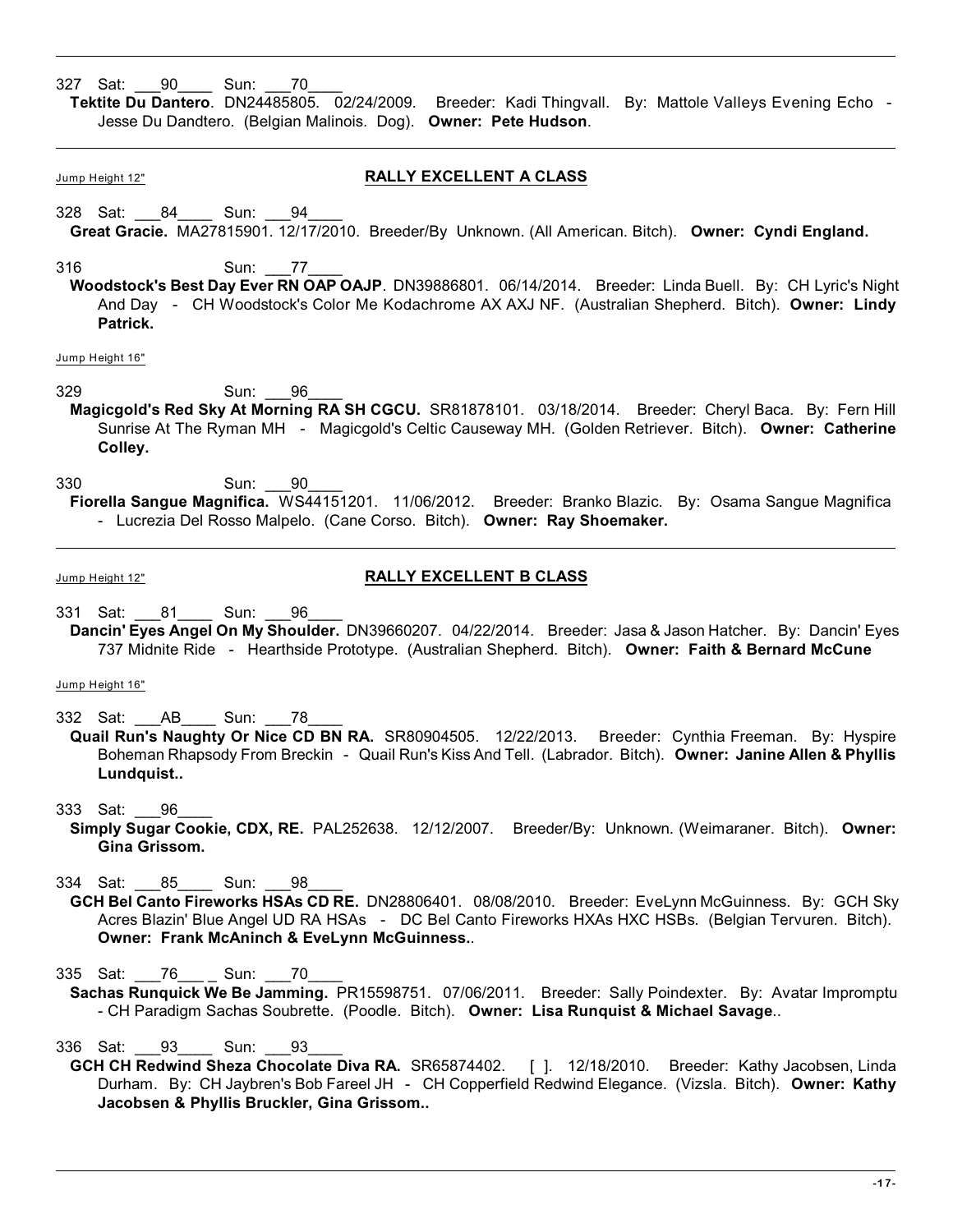327 Sat: ___90____ Sun: ___70____

**Tektite Du Dantero**. DN24485805. 02/24/2009. Breeder: Kadi Thingvall. By: Mattole Valleys Evening Echo - Jesse Du Dandtero. (Belgian Malinois. Dog). **Owner: Pete Hudson**.

---

Jump Height 12"

## RALLY EXCELLENT A CLASS

328 Sat: ___84____ Sun: ___94____

**Great Gracie.** MA27815901. 12/17/2010. Breeder/By Unknown. (All American. Bitch). **Owner: Cyndi England.**

316 Sun: ___77____

**Woodstock's Best Day Ever RN OAP OAJP**. DN39886801. 06/14/2014. Breeder: Linda Buell. By: CH Lyric's Night And Day - CH Woodstock's Color Me Kodachrome AX AXJ NF. (Australian Shepherd. Bitch). **Owner: Lindy Patrick.**

Jump Height 16"

329 Sun: ___96____

**Magicgold's Red Sky At Morning RA SH CGCU.** SR81878101. 03/18/2014. Breeder: Cheryl Baca. By: Fern Hill Sunrise At The Ryman MH - Magicgold's Celtic Causeway MH. (Golden Retriever. Bitch). **Owner: Catherine Colley.**

330 Sun: ___90____

**Fiorella Sangue Magnifica.** WS44151201. 11/06/2012. Breeder: Branko Blazic. By: Osama Sangue Magnifica - Lucrezia Del Rosso Malpelo. (Cane Corso. Bitch). **Owner: Ray Shoemaker.**

---

Jump Height 12"

## RALLY EXCELLENT B CLASS

331 Sat: ___81____ Sun: ___96____

**Dancin' Eyes Angel On My Shoulder.** DN39660207. 04/22/2014. Breeder: Jasa & Jason Hatcher. By: Dancin' Eyes 737 Midnite Ride - Hearthside Prototype. (Australian Shepherd. Bitch). **Owner: Faith & Bernard McCune**

Jump Height 16"

332 Sat: ___AB____ Sun: ___78____

**Quail Run's Naughty Or Nice CD BN RA.** SR80904505. 12/22/2013. Breeder: Cynthia Freeman. By: Hyspire Boheman Rhapsody From Breckin - Quail Run's Kiss And Tell. (Labrador. Bitch). **Owner: Janine Allen & Phyllis Lundquist..**

333 Sat: ___96____

**Simply Sugar Cookie, CDX, RE.** PAL252638. 12/12/2007. Breeder/By: Unknown. (Weimaraner. Bitch). **Owner: Gina Grissom.**

334 Sat: ___85____ Sun: ___98____

**GCH Bel Canto Fireworks HSAs CD RE.** DN28806401. 08/08/2010. Breeder: EveLynn McGuinness. By: GCH Sky Acres Blazin' Blue Angel UD RA HSAs - DC Bel Canto Fireworks HXAs HXC HSBs. (Belgian Tervuren. Bitch). **Owner: Frank McAninch & EveLynn McGuinness.**.

335 Sat: ___76___ _ Sun: ___70____

**Sachas Runquick We Be Jamming.** PR15598751. 07/06/2011. Breeder: Sally Poindexter. By: Avatar Impromptu - CH Paradigm Sachas Soubrette. (Poodle. Bitch). **Owner: Lisa Runquist & Michael Savage**..

336 Sat: ___93____ Sun: ___93____

**GCH CH Redwind Sheza Chocolate Diva RA.** SR65874402. [ ]. 12/18/2010. Breeder: Kathy Jacobsen, Linda Durham. By: CH Jaybren's Bob Fareel JH - CH Copperfield Redwind Elegance. (Vizsla. Bitch). **Owner: Kathy Jacobsen & Phyllis Bruckler, Gina Grissom..**